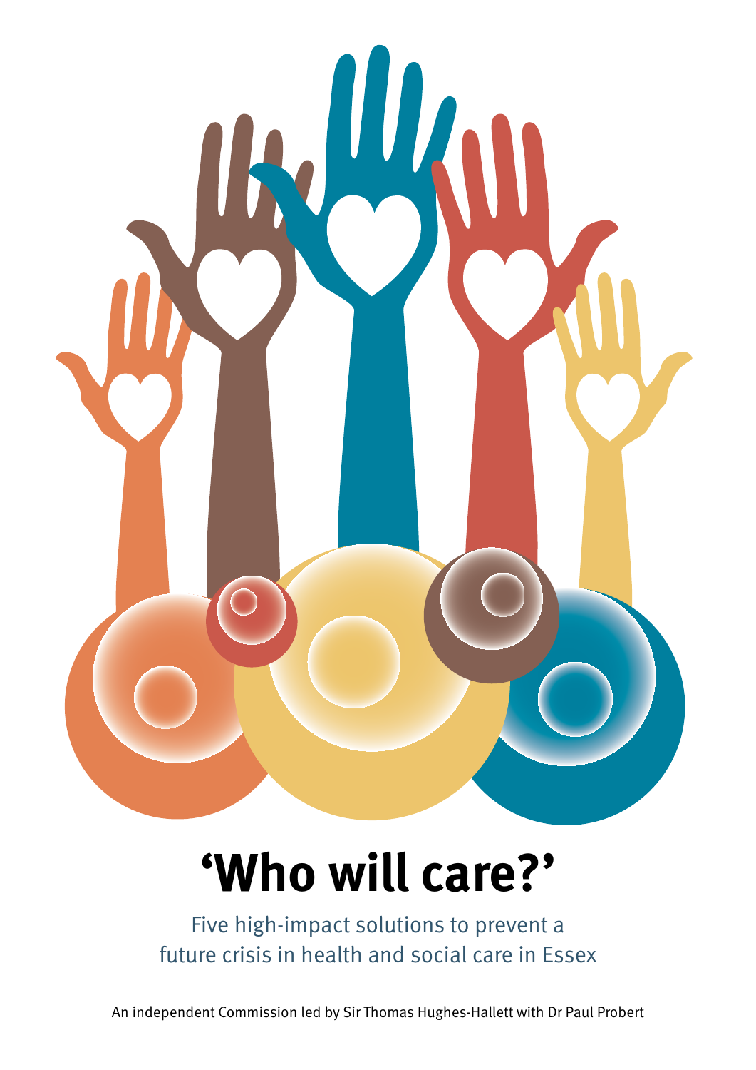# 'Who will care?'

Five high-impact solutions to prevent a future crisis in health and social care in Essex

An independent Commission led by Sir Thomas Hughes-Hallett with Dr Paul Probert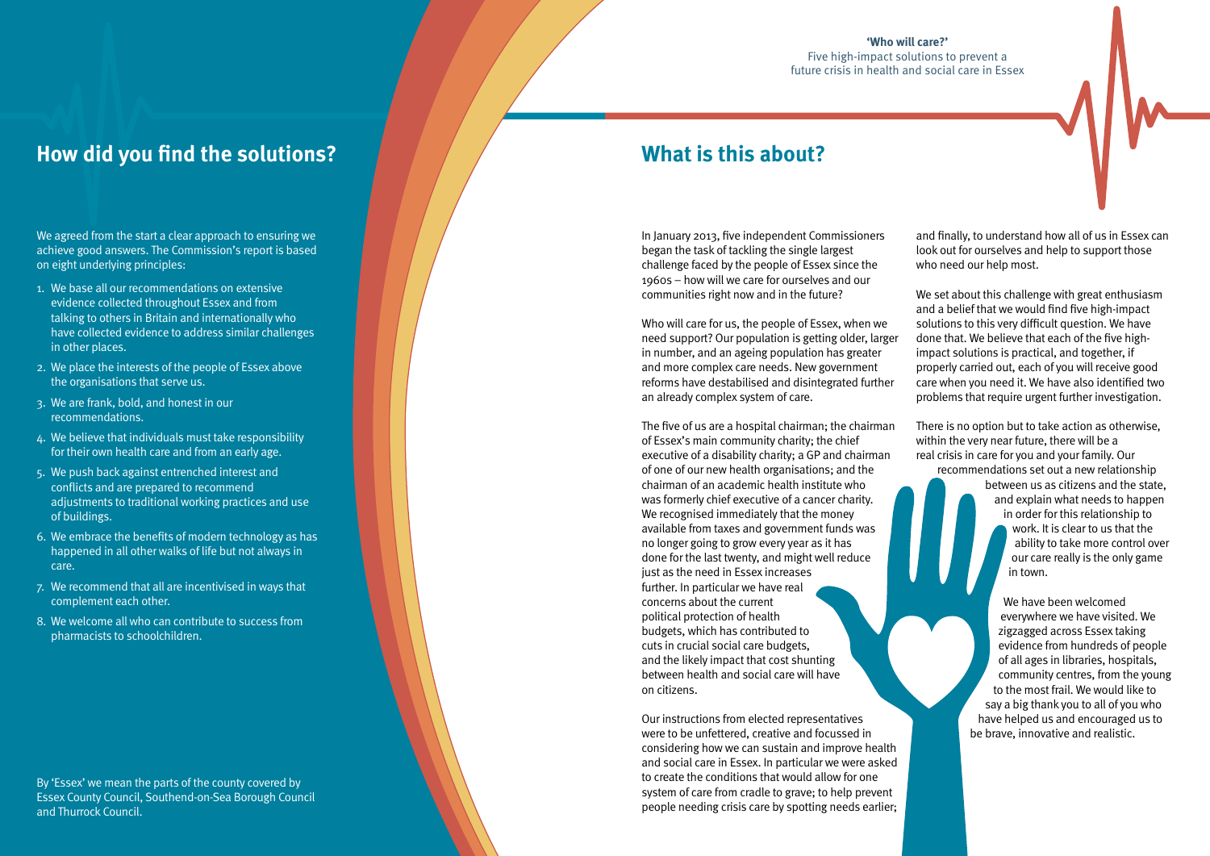## How did you find the solutions?

We agreed from the start a clear approach to ensuring we achieve good answers. The Commission's report is based on eight underlying principles:

1. We base all our recommendations on extensive evidence collected throughout Essex and from talking to others in Britain and internationally who have collected evidence to address similar challenges in other places.
2. We place the interests of the people of Essex above the organisations that serve us.
3. We are frank, bold, and honest in our recommendations.
4. We believe that individuals must take responsibility for their own health care and from an early age.
5. We push back against entrenched interest and conflicts and are prepared to recommend adjustments to traditional working practices and use of buildings.
6. We embrace the benefits of modern technology as has happened in all other walks of life but not always in care.
7. We recommend that all are incentivised in ways that complement each other.
8. We welcome all who can contribute to success from pharmacists to schoolchildren.

By 'Essex' we mean the parts of the county covered by Essex County Council, Southend-on-Sea Borough Council and Thurrock Council.

## What is this about?

In January 2013, five independent Commissioners began the task of tackling the single largest challenge faced by the people of Essex since the 1960s – how will we care for ourselves and our communities right now and in the future?

Who will care for us, the people of Essex, when we need support? Our population is getting older, larger in number, and an ageing population has greater and more complex care needs. New government reforms have destabilised and disintegrated further an already complex system of care.

The five of us are a hospital chairman; the chairman of Essex's main community charity; the chief executive of a disability charity; a GP and chairman of one of our new health organisations; and the chairman of an academic health institute who was formerly chief executive of a cancer charity. We recognised immediately that the money available from taxes and government funds was no longer going to grow every year as it has done for the last twenty, and might well reduce just as the need in Essex increases further. In particular we have real concerns about the current political protection of health budgets, which has contributed to cuts in crucial social care budgets, and the likely impact that cost shunting between health and social care will have on citizens.

Our instructions from elected representatives were to be unfettered, creative and focussed in considering how we can sustain and improve health and social care in Essex. In particular we were asked to create the conditions that would allow for one system of care from cradle to grave; to help prevent people needing crisis care by spotting needs earlier; and finally, to understand how all of us in Essex can look out for ourselves and help to support those who need our help most.

We set about this challenge with great enthusiasm and a belief that we would find five high-impact solutions to this very difficult question. We have done that. We believe that each of the five high-impact solutions is practical, and together, if properly carried out, each of you will receive good care when you need it. We have also identified two problems that require urgent further investigation.

There is no option but to take action as otherwise, within the very near future, there will be a real crisis in care for you and your family. Our recommendations set out a new relationship between us as citizens and the state, and explain what needs to happen in order for this relationship to work. It is clear to us that the ability to take more control over our care really is the only game in town.

We have been welcomed everywhere we have visited. We zigzagged across Essex taking evidence from hundreds of people of all ages in libraries, hospitals, community centres, from the young to the most frail. We would like to say a big thank you to all of you who have helped us and encouraged us to be brave, innovative and realistic.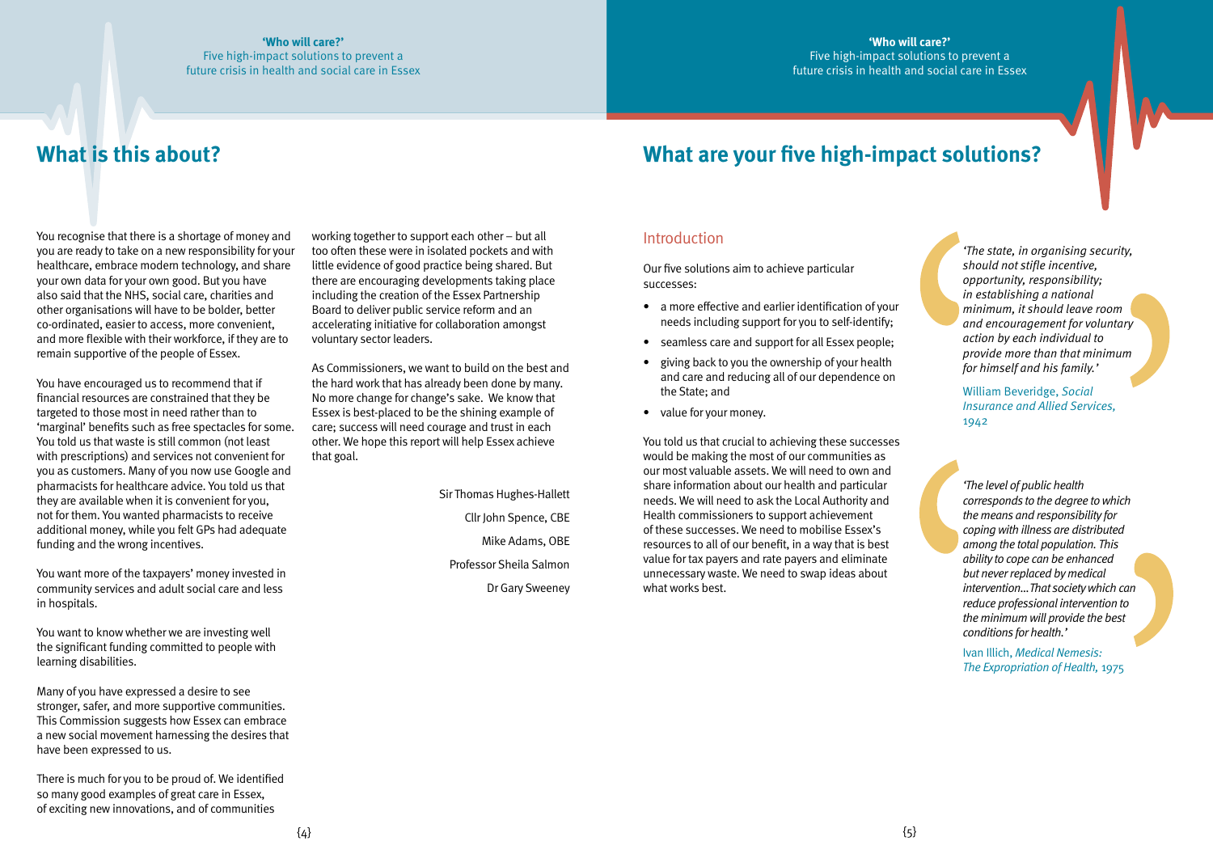## What is this about?

You recognise that there is a shortage of money and you are ready to take on a new responsibility for your healthcare, embrace modern technology, and share your own data for your own good. But you have also said that the NHS, social care, charities and other organisations will have to be bolder, better co-ordinated, easier to access, more convenient, and more flexible with their workforce, if they are to remain supportive of the people of Essex.

You have encouraged us to recommend that if financial resources are constrained that they be targeted to those most in need rather than to 'marginal' benefits such as free spectacles for some. You told us that waste is still common (not least with prescriptions) and services not convenient for you as customers. Many of you now use Google and pharmacists for healthcare advice. You told us that they are available when it is convenient for you, not for them. You wanted pharmacists to receive additional money, while you felt GPs had adequate funding and the wrong incentives.

You want more of the taxpayers' money invested in community services and adult social care and less in hospitals.

You want to know whether we are investing well the significant funding committed to people with learning disabilities.

Many of you have expressed a desire to see stronger, safer, and more supportive communities. This Commission suggests how Essex can embrace a new social movement harnessing the desires that have been expressed to us.

There is much for you to be proud of. We identified so many good examples of great care in Essex, of exciting new innovations, and of communities working together to support each other – but all too often these were in isolated pockets and with little evidence of good practice being shared. But there are encouraging developments taking place including the creation of the Essex Partnership Board to deliver public service reform and an accelerating initiative for collaboration amongst voluntary sector leaders.

As Commissioners, we want to build on the best and the hard work that has already been done by many. No more change for change's sake. We know that Essex is best-placed to be the shining example of care; success will need courage and trust in each other. We hope this report will help Essex achieve that goal.

Sir Thomas Hughes-Hallett

Cllr John Spence, CBE

Mike Adams, OBE

Professor Sheila Salmon

Dr Gary Sweeney

## What are your five high-impact solutions?

### Introduction

Our five solutions aim to achieve particular successes:

- a more effective and earlier identification of your needs including support for you to self-identify;
- seamless care and support for all Essex people;
- giving back to you the ownership of your health and care and reducing all of our dependence on the State; and
- value for your money.

You told us that crucial to achieving these successes would be making the most of our communities as our most valuable assets. We will need to own and share information about our health and particular needs. We will need to ask the Local Authority and Health commissioners to support achievement of these successes. We need to mobilise Essex's resources to all of our benefit, in a way that is best value for tax payers and rate payers and eliminate unnecessary waste. We need to swap ideas about what works best.

*'The state, in organising security, should not stifle incentive, opportunity, responsibility; in establishing a national minimum, it should leave room and encouragement for voluntary action by each individual to provide more than that minimum for himself and his family.'*

William Beveridge, *Social Insurance and Allied Services*, 1942

*'The level of public health corresponds to the degree to which the means and responsibility for coping with illness are distributed among the total population. This ability to cope can be enhanced but never replaced by medical intervention...That society which can reduce professional intervention to the minimum will provide the best conditions for health.'*

Ivan Illich, *Medical Nemesis: The Expropriation of Health*, 1975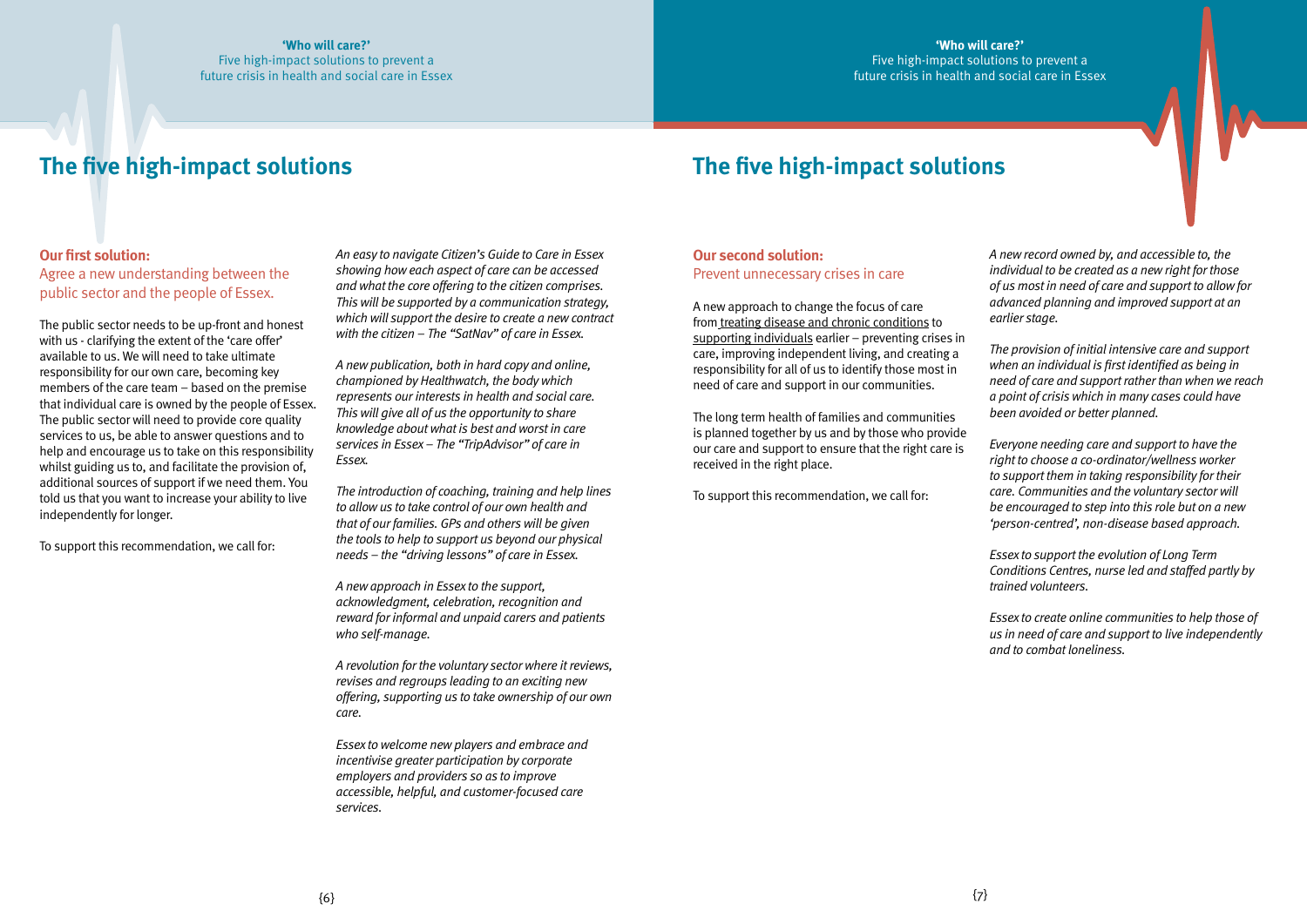## The five high-impact solutions

### Our first solution:

Agree a new understanding between the public sector and the people of Essex.

The public sector needs to be up-front and honest with us - clarifying the extent of the 'care offer' available to us. We will need to take ultimate responsibility for our own care, becoming key members of the care team – based on the premise that individual care is owned by the people of Essex. The public sector will need to provide core quality services to us, be able to answer questions and to help and encourage us to take on this responsibility whilst guiding us to, and facilitate the provision of, additional sources of support if we need them. You told us that you want to increase your ability to live independently for longer.

To support this recommendation, we call for:

*An easy to navigate Citizen's Guide to Care in Essex showing how each aspect of care can be accessed and what the core offering to the citizen comprises. This will be supported by a communication strategy, which will support the desire to create a new contract with the citizen – The "SatNav" of care in Essex.*

*A new publication, both in hard copy and online, championed by Healthwatch, the body which represents our interests in health and social care. This will give all of us the opportunity to share knowledge about what is best and worst in care services in Essex – The "TripAdvisor" of care in Essex.*

*The introduction of coaching, training and help lines to allow us to take control of our own health and that of our families. GPs and others will be given the tools to help to support us beyond our physical needs – the "driving lessons" of care in Essex.*

*A new approach in Essex to the support, acknowledgment, celebration, recognition and reward for informal and unpaid carers and patients who self-manage.*

*A revolution for the voluntary sector where it reviews, revises and regroups leading to an exciting new offering, supporting us to take ownership of our own care.*

*Essex to welcome new players and embrace and incentivise greater participation by corporate employers and providers so as to improve accessible, helpful, and customer-focused care services.*

## The five high-impact solutions

### Our second solution:

Prevent unnecessary crises in care

A new approach to change the focus of care from treating disease and chronic conditions to supporting individuals earlier – preventing crises in care, improving independent living, and creating a responsibility for all of us to identify those most in need of care and support in our communities.

The long term health of families and communities is planned together by us and by those who provide our care and support to ensure that the right care is received in the right place.

To support this recommendation, we call for:

*A new record owned by, and accessible to, the individual to be created as a new right for those of us most in need of care and support to allow for advanced planning and improved support at an earlier stage.*

*The provision of initial intensive care and support when an individual is first identified as being in need of care and support rather than when we reach a point of crisis which in many cases could have been avoided or better planned.*

*Everyone needing care and support to have the right to choose a co-ordinator/wellness worker to support them in taking responsibility for their care. Communities and the voluntary sector will be encouraged to step into this role but on a new 'person-centred', non-disease based approach.*

*Essex to support the evolution of Long Term Conditions Centres, nurse led and staffed partly by trained volunteers.*

*Essex to create online communities to help those of us in need of care and support to live independently and to combat loneliness.*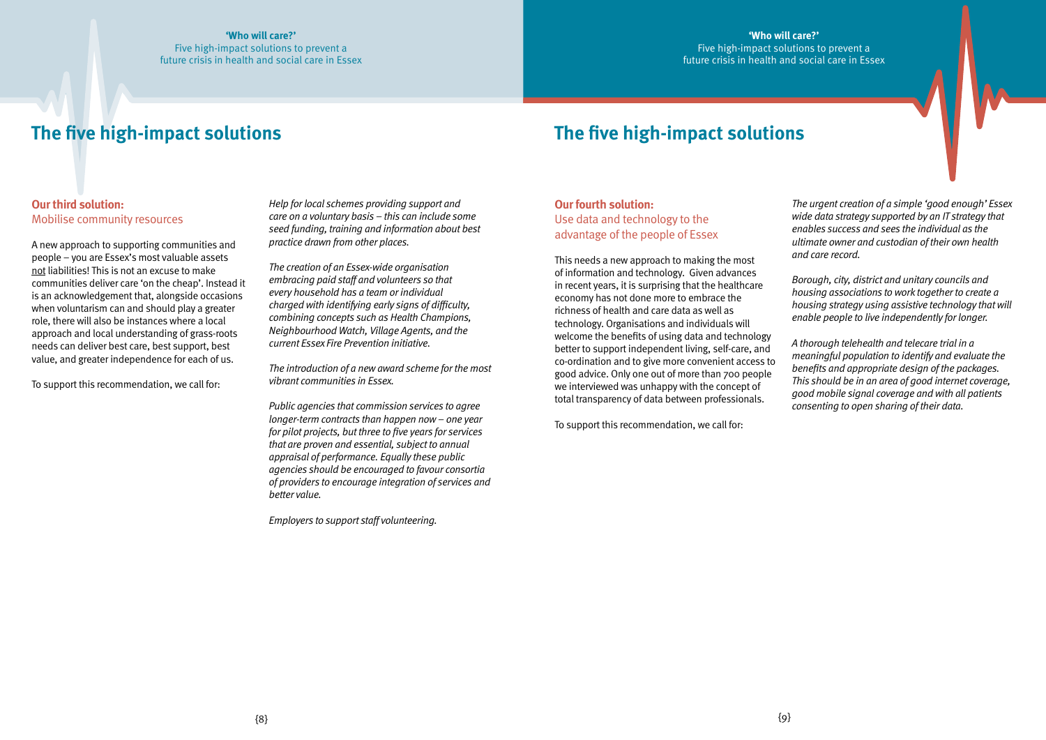## The five high-impact solutions

**Our third solution:**
### Mobilise community resources

A new approach to supporting communities and people – you are Essex's most valuable assets not liabilities! This is not an excuse to make communities deliver care 'on the cheap'. Instead it is an acknowledgement that, alongside occasions when voluntarism can and should play a greater role, there will also be instances where a local approach and local understanding of grass-roots needs can deliver best care, best support, best value, and greater independence for each of us.

To support this recommendation, we call for:

*Help for local schemes providing support and care on a voluntary basis – this can include some seed funding, training and information about best practice drawn from other places.*

*The creation of an Essex-wide organisation embracing paid staff and volunteers so that every household has a team or individual charged with identifying early signs of difficulty, combining concepts such as Health Champions, Neighbourhood Watch, Village Agents, and the current Essex Fire Prevention initiative.*

*The introduction of a new award scheme for the most vibrant communities in Essex.*

*Public agencies that commission services to agree longer-term contracts than happen now – one year for pilot projects, but three to five years for services that are proven and essential, subject to annual appraisal of performance. Equally these public agencies should be encouraged to favour consortia of providers to encourage integration of services and better value.*

*Employers to support staff volunteering.*

## The five high-impact solutions

**Our fourth solution:**
### Use data and technology to the advantage of the people of Essex

This needs a new approach to making the most of information and technology. Given advances in recent years, it is surprising that the healthcare economy has not done more to embrace the richness of health and care data as well as technology. Organisations and individuals will welcome the benefits of using data and technology better to support independent living, self-care, and co-ordination and to give more convenient access to good advice. Only one out of more than 700 people we interviewed was unhappy with the concept of total transparency of data between professionals.

To support this recommendation, we call for:

*The urgent creation of a simple 'good enough' Essex wide data strategy supported by an IT strategy that enables success and sees the individual as the ultimate owner and custodian of their own health and care record.*

*Borough, city, district and unitary councils and housing associations to work together to create a housing strategy using assistive technology that will enable people to live independently for longer.*

*A thorough telehealth and telecare trial in a meaningful population to identify and evaluate the benefits and appropriate design of the packages. This should be in an area of good internet coverage, good mobile signal coverage and with all patients consenting to open sharing of their data.*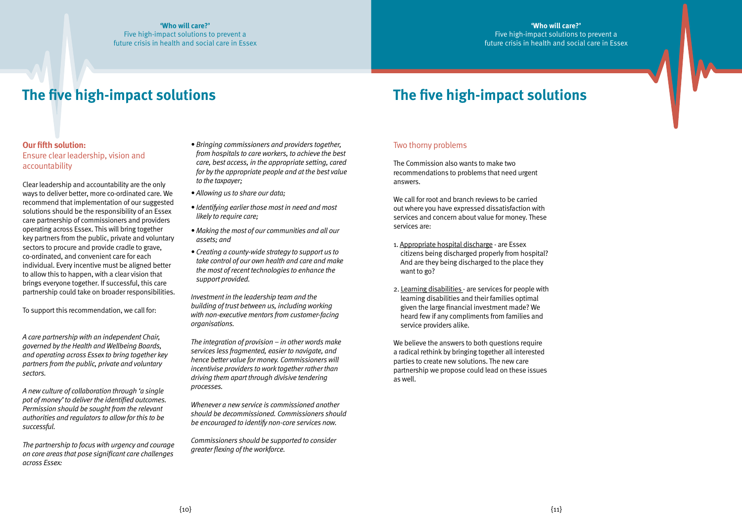# The five high-impact solutions

### Our fifth solution:

### Ensure clear leadership, vision and accountability

Clear leadership and accountability are the only ways to deliver better, more co-ordinated care. We recommend that implementation of our suggested solutions should be the responsibility of an Essex care partnership of commissioners and providers operating across Essex. This will bring together key partners from the public, private and voluntary sectors to procure and provide cradle to grave, co-ordinated, and convenient care for each individual. Every incentive must be aligned better to allow this to happen, with a clear vision that brings everyone together. If successful, this care partnership could take on broader responsibilities.

To support this recommendation, we call for:

*A care partnership with an independent Chair, governed by the Health and Wellbeing Boards, and operating across Essex to bring together key partners from the public, private and voluntary sectors.*

*A new culture of collaboration through 'a single pot of money' to deliver the identified outcomes. Permission should be sought from the relevant authorities and regulators to allow for this to be successful.*

*The partnership to focus with urgency and courage on core areas that pose significant care challenges across Essex:*

- *Bringing commissioners and providers together, from hospitals to care workers, to achieve the best care, best access, in the appropriate setting, cared for by the appropriate people and at the best value to the taxpayer;*
- *Allowing us to share our data;*
- *Identifying earlier those most in need and most likely to require care;*
- *Making the most of our communities and all our assets; and*
- *Creating a county-wide strategy to support us to take control of our own health and care and make the most of recent technologies to enhance the support provided.*

*Investment in the leadership team and the building of trust between us, including working with non-executive mentors from customer-facing organisations.*

*The integration of provision – in other words make services less fragmented, easier to navigate, and hence better value for money. Commissioners will incentivise providers to work together rather than driving them apart through divisive tendering processes.*

*Whenever a new service is commissioned another should be decommissioned. Commissioners should be encouraged to identify non-core services now.*

*Commissioners should be supported to consider greater flexing of the workforce.*

### Two thorny problems

The Commission also wants to make two recommendations to problems that need urgent answers.

We call for root and branch reviews to be carried out where you have expressed dissatisfaction with services and concern about value for money. These services are:

1. Appropriate hospital discharge - are Essex citizens being discharged properly from hospital? And are they being discharged to the place they want to go?
2. Learning disabilities - are services for people with learning disabilities and their families optimal given the large financial investment made? We heard few if any compliments from families and service providers alike.

We believe the answers to both questions require a radical rethink by bringing together all interested parties to create new solutions. The new care partnership we propose could lead on these issues as well.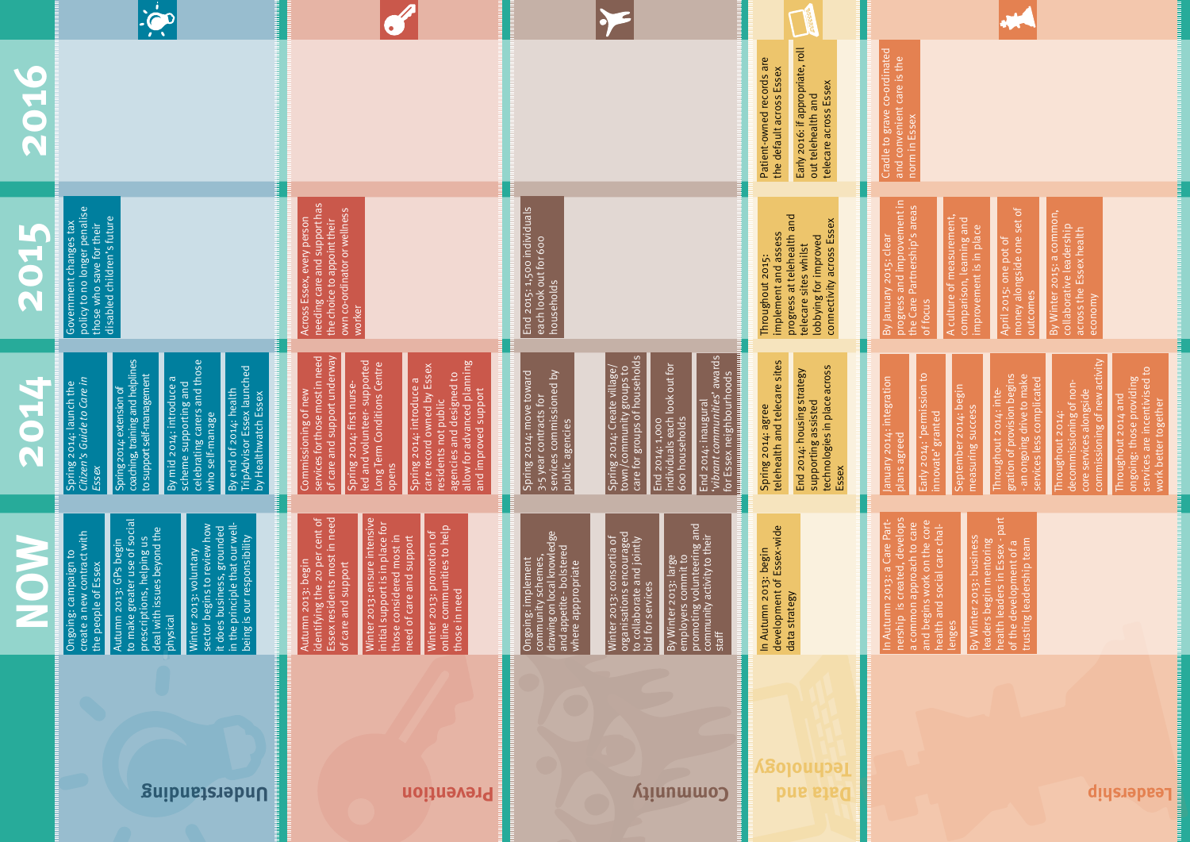## Understanding

**NOW**

- Ongoing: campaign to create a new contract with the people of Essex
- Autumn 2013: GPs begin to make greater use of social prescriptions, helping us deal with issues beyond the physical
- Winter 2013: voluntary sector begins to review how it does business, grounded in the principle that our well-being is our responsibility

**2014**

- Spring 2014: launch the *Citizen's Guide to Care in Essex*
- Spring 2014: extension of coaching, training and helplines to support self-management
- By mid 2014: introduce a scheme supporting and celebrating carers and those who self-manage
- By end of 2014: health TripAdvisor Essex launched by Healthwatch Essex

**2015**

- Government changes tax policy to no longer penalise those who save for their disabled children's future

## Prevention

**NOW**

- Autumn 2013: begin identifying the 20 per cent of Essex residents most in need of care and support
- Winter 2013: ensure intensive initial support is in place for those considered most in need of care and support
- Winter 2013: promotion of online communities to help those in need

**2014**

- Commissioning of new services for those most in need of care and support underway
- Spring 2014: first nurse-led and volunteer- supported Long Term Conditions Centre opens
- Spring 2014: introduce a care record owned by Essex residents not public agencies and designed to allow for advanced planning and improved support

**2015**

- Across Essex, every person needing care and support has the choice to appoint their own co-ordinator or wellness worker

## Community

**NOW**

- Ongoing: implement community schemes, drawing on local knowledge and appetite - bolstered where appropriate
- Winter 2013: consortia of organisations encouraged to collaborate and jointly bid for services
- By Winter 2013: large employers commit to promoting volunteering and community activity to their staff

**2014**

- Spring 2014: move toward 3-5 year contracts for services commissioned by public agencies
- Spring 2014: Create village/ town/community groups to care for groups of households
- End 2014: 1,000 individuals each look out for 600 households
- End 2014: inaugural '*vibrant communities*' awards for Essex neighbourhoods

**2015**

- End 2015: 1,500 individuals each look out for 600 households

## Data and Technology

**NOW**

- In Autumn 2013: begin development of Essex-wide data strategy

**2014**

- Spring 2014: agree telehealth and telecare sites
- End 2014: housing strategy supporting assisted technologies in place across Essex

**2015**

- Throughout 2015: implement and assess progress at telehealth and telecare sites whilst lobbying for improved connectivity across Essex

**2016**

- Patient-owned records are the default across Essex
- Early 2016: if appropriate, roll out telehealth and telecare across Essex

## Leadership

**NOW**

- In Autumn 2013: a Care Partnership is created, develops a common approach to care and begins work on the core health and social care challenges
- By Winter 2013: business leaders begin mentoring health leaders in Essex - part of the development of a trusting leadership team

**2014**

- January 2014: integration plans agreed
- Early 2014: 'permission to innovate' granted
- September 2014: begin measuring success
- Throughout 2014: integration of provision begins - an ongoing drive to make services less complicated
- Throughout 2014: decommissioning of non-core services alongside commissioning of new activity
- Throughout 2014 and ongoing: those providing services are incentivised to work better together

**2015**

- By January 2015: clear progress and improvement in the Care Partnership's areas of focus
- A culture of measurement, comparison, learning and improvement is in place
- April 2015: one pot of money alongside one set of outcomes
- By Winter 2015: a common, collaborative leadership across the Essex health economy

**2016**

- Cradle to grave co-ordinated and convenient care is the norm in Essex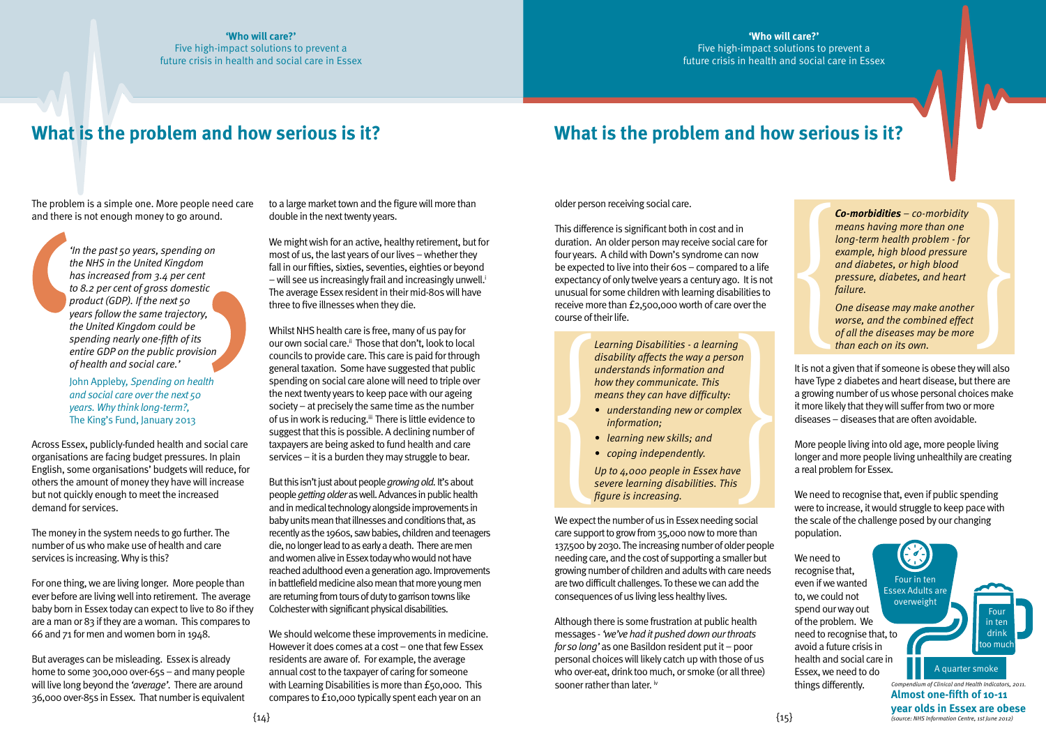## What is the problem and how serious is it?

The problem is a simple one. More people need care and there is not enough money to go around.

> *'In the past 50 years, spending on the NHS in the United Kingdom has increased from 3.4 per cent to 8.2 per cent of gross domestic product (GDP). If the next 50 years follow the same trajectory, the United Kingdom could be spending nearly one-fifth of its entire GDP on the public provision of health and social care.'*
>
> John Appleby, *Spending on health and social care over the next 50 years. Why think long-term?*, The King's Fund, January 2013

Across Essex, publicly-funded health and social care organisations are facing budget pressures. In plain English, some organisations' budgets will reduce, for others the amount of money they have will increase but not quickly enough to meet the increased demand for services.

The money in the system needs to go further. The number of us who make use of health and care services is increasing. Why is this?

For one thing, we are living longer. More people than ever before are living well into retirement. The average baby born in Essex today can expect to live to 80 if they are a man or 83 if they are a woman. This compares to 66 and 71 for men and women born in 1948.

But averages can be misleading. Essex is already home to some 300,000 over-65s – and many people will live long beyond the *'average'*. There are around 36,000 over-85s in Essex. That number is equivalent to a large market town and the figure will more than double in the next twenty years.

We might wish for an active, healthy retirement, but for most of us, the last years of our lives – whether they fall in our fifties, sixties, seventies, eighties or beyond – will see us increasingly frail and increasingly unwell.[i] The average Essex resident in their mid-80s will have three to five illnesses when they die.

Whilst NHS health care is free, many of us pay for our own social care.[ii] Those that don't, look to local councils to provide care. This care is paid for through general taxation. Some have suggested that public spending on social care alone will need to triple over the next twenty years to keep pace with our ageing society – at precisely the same time as the number of us in work is reducing.[iii] There is little evidence to suggest that this is possible. A declining number of taxpayers are being asked to fund health and care services – it is a burden they may struggle to bear.

But this isn't just about people *growing old*. It's about people *getting older* as well. Advances in public health and in medical technology alongside improvements in baby units mean that illnesses and conditions that, as recently as the 1960s, saw babies, children and teenagers die, no longer lead to as early a death. There are men and women alive in Essex today who would not have reached adulthood even a generation ago. Improvements in battlefield medicine also mean that more young men are returning from tours of duty to garrison towns like Colchester with significant physical disabilities.

We should welcome these improvements in medicine. However it does comes at a cost – one that few Essex residents are aware of. For example, the average annual cost to the taxpayer of caring for someone with Learning Disabilities is more than £50,000. This compares to £10,000 typically spent each year on an older person receiving social care.

This difference is significant both in cost and in duration. An older person may receive social care for four years. A child with Down's syndrome can now be expected to live into their 60s – compared to a life expectancy of only twelve years a century ago. It is not unusual for some children with learning disabilities to receive more than £2,500,000 worth of care over the course of their life.

> *Learning Disabilities - a learning disability affects the way a person understands information and how they communicate. This means they can have difficulty:*
>
> - *understanding new or complex information;*
> - *learning new skills; and*
> - *coping independently.*
>
> *Up to 4,000 people in Essex have severe learning disabilities. This figure is increasing.*

We expect the number of us in Essex needing social care support to grow from 35,000 now to more than 137,500 by 2030. The increasing number of older people needing care, and the cost of supporting a smaller but growing number of children and adults with care needs are two difficult challenges. To these we can add the consequences of us living less healthy lives.

Although there is some frustration at public health messages - *'we've had it pushed down our throats for so long'* as one Basildon resident put it – poor personal choices will likely catch up with those of us who over-eat, drink too much, or smoke (or all three) sooner rather than later.[iv]

> ***Co-morbidities** – co-morbidity means having more than one long-term health problem - for example, high blood pressure and diabetes, or high blood pressure, diabetes, and heart failure.*
>
> *One disease may make another worse, and the combined effect of all the diseases may be more than each on its own.*

It is not a given that if someone is obese they will also have Type 2 diabetes and heart disease, but there are a growing number of us whose personal choices make it more likely that they will suffer from two or more diseases – diseases that are often avoidable.

More people living into old age, more people living longer and more people living unhealthily are creating a real problem for Essex.

We need to recognise that, even if public spending were to increase, it would struggle to keep pace with the scale of the challenge posed by our changing population.

We need to recognise that, even if we wanted to, we could not spend our way out of the problem. We need to recognise that, to avoid a future crisis in health and social care in Essex, we need to do things differently.

Four in ten Essex Adults are overweight

Four in ten drink too much

A quarter smoke

*Compendium of Clinical and Health Indicators, 2011.*

**Almost one-fifth of 10-11 year olds in Essex are obese**
*(source: NHS Information Centre, 1st June 2012)*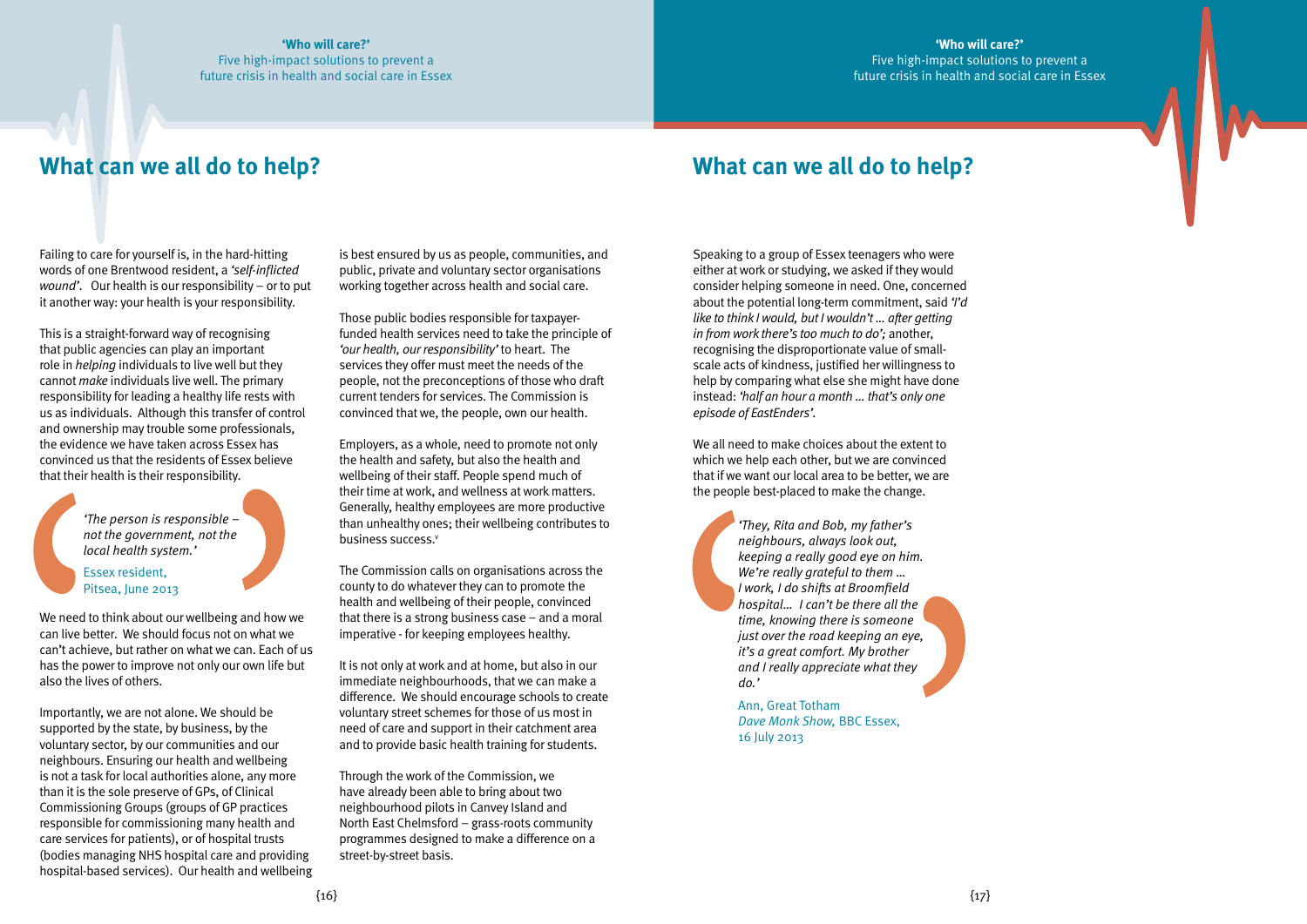## What can we all do to help?

Failing to care for yourself is, in the hard-hitting words of one Brentwood resident, a *'self-inflicted wound'*. Our health is our responsibility – or to put it another way: your health is your responsibility.

This is a straight-forward way of recognising that public agencies can play an important role in *helping* individuals to live well but they cannot *make* individuals live well. The primary responsibility for leading a healthy life rests with us as individuals. Although this transfer of control and ownership may trouble some professionals, the evidence we have taken across Essex has convinced us that the residents of Essex believe that their health is their responsibility.

> *'The person is responsible – not the government, not the local health system.'*
>
> Essex resident, Pitsea, June 2013

We need to think about our wellbeing and how we can live better. We should focus not on what we can't achieve, but rather on what we can. Each of us has the power to improve not only our own life but also the lives of others.

Importantly, we are not alone. We should be supported by the state, by business, by the voluntary sector, by our communities and our neighbours. Ensuring our health and wellbeing is not a task for local authorities alone, any more than it is the sole preserve of GPs, of Clinical Commissioning Groups (groups of GP practices responsible for commissioning many health and care services for patients), or of hospital trusts (bodies managing NHS hospital care and providing hospital-based services). Our health and wellbeing is best ensured by us as people, communities, and public, private and voluntary sector organisations working together across health and social care.

Those public bodies responsible for taxpayer-funded health services need to take the principle of *'our health, our responsibility'* to heart. The services they offer must meet the needs of the people, not the preconceptions of those who draft current tenders for services. The Commission is convinced that we, the people, own our health.

Employers, as a whole, need to promote not only the health and safety, but also the health and wellbeing of their staff. People spend much of their time at work, and wellness at work matters. Generally, healthy employees are more productive than unhealthy ones; their wellbeing contributes to business success.[v]

The Commission calls on organisations across the county to do whatever they can to promote the health and wellbeing of their people, convinced that there is a strong business case – and a moral imperative - for keeping employees healthy.

It is not only at work and at home, but also in our immediate neighbourhoods, that we can make a difference. We should encourage schools to create voluntary street schemes for those of us most in need of care and support in their catchment area and to provide basic health training for students.

Through the work of the Commission, we have already been able to bring about two neighbourhood pilots in Canvey Island and North East Chelmsford – grass-roots community programmes designed to make a difference on a street-by-street basis.

Speaking to a group of Essex teenagers who were either at work or studying, we asked if they would consider helping someone in need. One, concerned about the potential long-term commitment, said *'I'd like to think I would, but I wouldn't … after getting in from work there's too much to do'*; another, recognising the disproportionate value of small-scale acts of kindness, justified her willingness to help by comparing what else she might have done instead: *'half an hour a month … that's only one episode of EastEnders'*.

We all need to make choices about the extent to which we help each other, but we are convinced that if we want our local area to be better, we are the people best-placed to make the change.

> *'They, Rita and Bob, my father's neighbours, always look out, keeping a really good eye on him. We're really grateful to them … I work, I do shifts at Broomfield hospital… I can't be there all the time, knowing there is someone just over the road keeping an eye, it's a great comfort. My brother and I really appreciate what they do.'*
>
> Ann, Great Totham
> *Dave Monk Show,* BBC Essex, 16 July 2013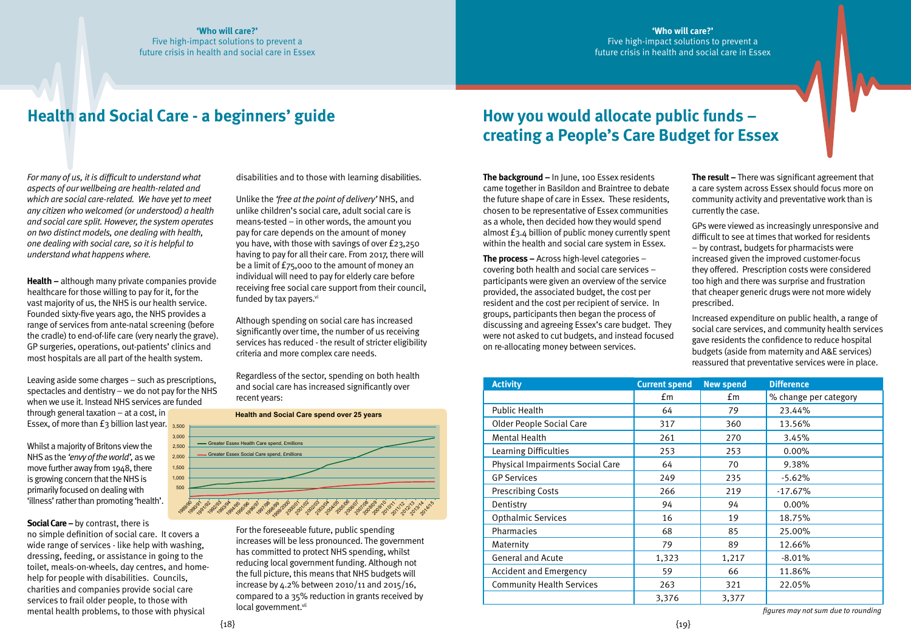# Health and Social Care - a beginners' guide

*For many of us, it is difficult to understand what aspects of our wellbeing are health-related and which are social care-related. We have yet to meet any citizen who welcomed (or understood) a health and social care split. However, the system operates on two distinct models, one dealing with health, one dealing with social care, so it is helpful to understand what happens where.*

**Health –** although many private companies provide healthcare for those willing to pay for it, for the vast majority of us, the NHS is our health service. Founded sixty-five years ago, the NHS provides a range of services from ante-natal screening (before the cradle) to end-of-life care (very nearly the grave). GP surgeries, operations, out-patients' clinics and most hospitals are all part of the health system.

Leaving aside some charges – such as prescriptions, spectacles and dentistry – we do not pay for the NHS when we use it. Instead NHS services are funded through general taxation – at a cost, in Essex, of more than £3 billion last year.

Whilst a majority of Britons view the NHS as the *'envy of the world'*, as we move further away from 1948, there is growing concern that the NHS is primarily focused on dealing with 'illness' rather than promoting 'health'.

**Social Care –** by contrast, there is no simple definition of social care. It covers a wide range of services - like help with washing, dressing, feeding, or assistance in going to the toilet, meals-on-wheels, day centres, and home-help for people with disabilities. Councils, charities and companies provide social care services to frail older people, to those with mental health problems, to those with physical disabilities and to those with learning disabilities.

Unlike the *'free at the point of delivery'* NHS, and unlike children's social care, adult social care is means-tested – in other words, the amount you pay for care depends on the amount of money you have, with those with savings of over £23,250 having to pay for all their care. From 2017, there will be a limit of £75,000 to the amount of money an individual will need to pay for elderly care before receiving free social care support from their council, funded by tax payers.[vi]

Although spending on social care has increased significantly over time, the number of us receiving services has reduced - the result of stricter eligibility criteria and more complex care needs.

Regardless of the sector, spending on both health and social care has increased significantly over recent years:

**Health and Social Care spend over 25 years**

(Chart: Greater Essex Health Care spend, £millions; Greater Essex Social Care spend, £millions; 1989/90 – 2014/15)

For the foreseeable future, public spending increases will be less pronounced. The government has committed to protect NHS spending, whilst reducing local government funding. Although not the full picture, this means that NHS budgets will increase by 4.2% between 2010/11 and 2015/16, compared to a 35% reduction in grants received by local government.[vii]

# How you would allocate public funds – creating a People's Care Budget for Essex

**The background –** In June, 100 Essex residents came together in Basildon and Braintree to debate the future shape of care in Essex. These residents, chosen to be representative of Essex communities as a whole, then decided how they would spend almost £3.4 billion of public money currently spent within the health and social care system in Essex.

**The process –** Across high-level categories – covering both health and social care services – participants were given an overview of the service provided, the associated budget, the cost per resident and the cost per recipient of service. In groups, participants then began the process of discussing and agreeing Essex's care budget. They were not asked to cut budgets, and instead focused on re-allocating money between services.

**The result –** There was significant agreement that a care system across Essex should focus more on community activity and preventative work than is currently the case.

GPs were viewed as increasingly unresponsive and difficult to see at times that worked for residents – by contrast, budgets for pharmacists were increased given the improved customer-focus they offered. Prescription costs were considered too high and there was surprise and frustration that cheaper generic drugs were not more widely prescribed.

Increased expenditure on public health, a range of social care services, and community health services gave residents the confidence to reduce hospital budgets (aside from maternity and A&E services) reassured that preventative services were in place.

| Activity | Current spend | New spend | Difference |
|---|---|---|---|
| | £m | £m | % change per category |
| Public Health | 64 | 79 | 23.44% |
| Older People Social Care | 317 | 360 | 13.56% |
| Mental Health | 261 | 270 | 3.45% |
| Learning Difficulties | 253 | 253 | 0.00% |
| Physical Impairments Social Care | 64 | 70 | 9.38% |
| GP Services | 249 | 235 | -5.62% |
| Prescribing Costs | 266 | 219 | -17.67% |
| Dentistry | 94 | 94 | 0.00% |
| Opthalmic Services | 16 | 19 | 18.75% |
| Pharmacies | 68 | 85 | 25.00% |
| Maternity | 79 | 89 | 12.66% |
| General and Acute | 1,323 | 1,217 | -8.01% |
| Accident and Emergency | 59 | 66 | 11.86% |
| Community Health Services | 263 | 321 | 22.05% |
| | 3,376 | 3,377 | |

*figures may not sum due to rounding*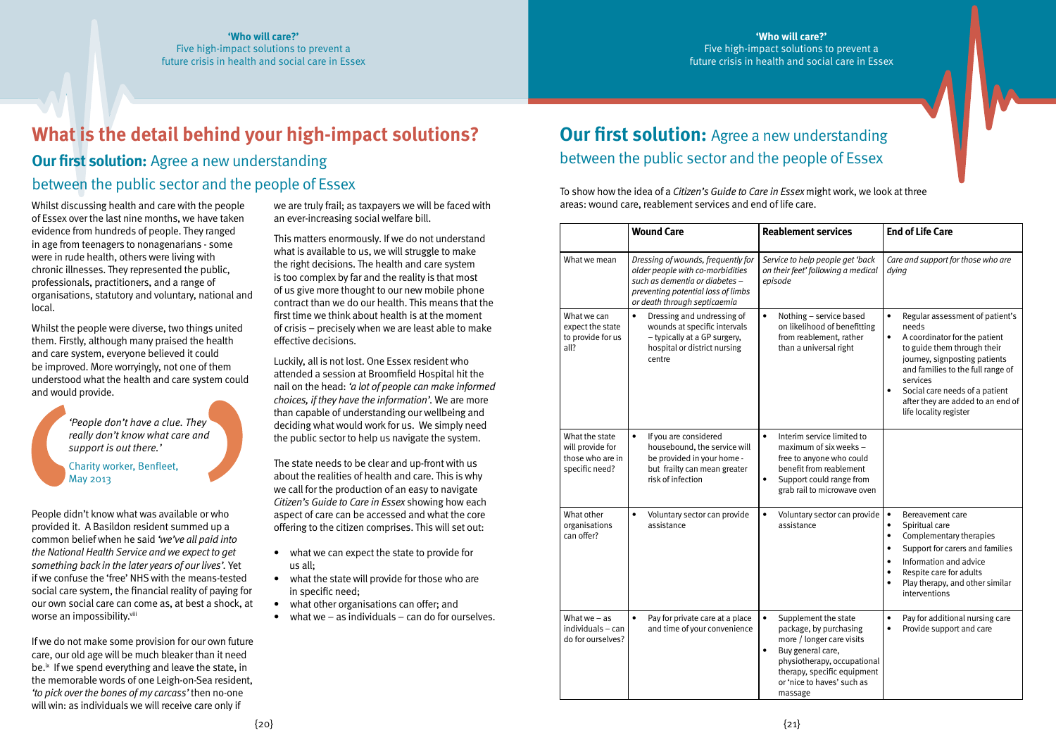# What is the detail behind your high-impact solutions?

## **Our first solution:** Agree a new understanding between the public sector and the people of Essex

Whilst discussing health and care with the people of Essex over the last nine months, we have taken evidence from hundreds of people. They ranged in age from teenagers to nonagenarians - some were in rude health, others were living with chronic illnesses. They represented the public, professionals, practitioners, and a range of organisations, statutory and voluntary, national and local.

Whilst the people were diverse, two things united them. Firstly, although many praised the health and care system, everyone believed it could be improved. More worryingly, not one of them understood what the health and care system could and would provide.

> *'People don't have a clue. They really don't know what care and support is out there.'*
>
> Charity worker, Benfleet, May 2013

People didn't know what was available or who provided it. A Basildon resident summed up a common belief when he said *'we've all paid into the National Health Service and we expect to get something back in the later years of our lives'.* Yet if we confuse the 'free' NHS with the means-tested social care system, the financial reality of paying for our own social care can come as, at best a shock, at worse an impossibility.[viii]

If we do not make some provision for our own future care, our old age will be much bleaker than it need be.[ix] If we spend everything and leave the state, in the memorable words of one Leigh-on-Sea resident, *'to pick over the bones of my carcass'* then no-one will win: as individuals we will receive care only if we are truly frail; as taxpayers we will be faced with an ever-increasing social welfare bill.

This matters enormously. If we do not understand what is available to us, we will struggle to make the right decisions. The health and care system is too complex by far and the reality is that most of us give more thought to our new mobile phone contract than we do our health. This means that the first time we think about health is at the moment of crisis – precisely when we are least able to make effective decisions.

Luckily, all is not lost. One Essex resident who attended a session at Broomfield Hospital hit the nail on the head: *'a lot of people can make informed choices, if they have the information'.* We are more than capable of understanding our wellbeing and deciding what would work for us. We simply need the public sector to help us navigate the system.

The state needs to be clear and up-front with us about the realities of health and care. This is why we call for the production of an easy to navigate *Citizen's Guide to Care in Essex* showing how each aspect of care can be accessed and what the core offering to the citizen comprises. This will set out:

- what we can expect the state to provide for us all;
- what the state will provide for those who are in specific need;
- what other organisations can offer; and
- what we – as individuals – can do for ourselves.

## **Our first solution:** Agree a new understanding between the public sector and the people of Essex

To show how the idea of a *Citizen's Guide to Care in Essex* might work, we look at three areas: wound care, reablement services and end of life care.

| | **Wound Care** | **Reablement services** | **End of Life Care** |
|---|---|---|---|
| What we mean | *Dressing of wounds, frequently for older people with co-morbidities such as dementia or diabetes – preventing potential loss of limbs or death through septicaemia* | *Service to help people get 'back on their feet' following a medical episode* | *Care and support for those who are dying* |
| What we can expect the state to provide for us all? | • Dressing and undressing of wounds at specific intervals – typically at a GP surgery, hospital or district nursing centre | • Nothing – service based on likelihood of benefitting from reablement, rather than a universal right | • Regular assessment of patient's needs<br>• A coordinator for the patient to guide them through their journey, signposting patients and families to the full range of services<br>• Social care needs of a patient after they are added to an end of life locality register |
| What the state will provide for those who are in specific need? | • If you are considered housebound, the service will be provided in your home - but frailty can mean greater risk of infection | • Interim service limited to maximum of six weeks – free to anyone who could benefit from reablement<br>• Support could range from grab rail to microwave oven | |
| What other organisations can offer? | • Voluntary sector can provide assistance | • Voluntary sector can provide assistance | • Bereavement care<br>• Spiritual care<br>• Complementary therapies<br>• Support for carers and families<br>• Information and advice<br>• Respite care for adults<br>• Play therapy, and other similar interventions |
| What we – as individuals – can do for ourselves? | • Pay for private care at a place and time of your convenience | • Supplement the state package, by purchasing more / longer care visits<br>• Buy general care, physiotherapy, occupational therapy, specific equipment or 'nice to haves' such as massage | • Pay for additional nursing care<br>• Provide support and care |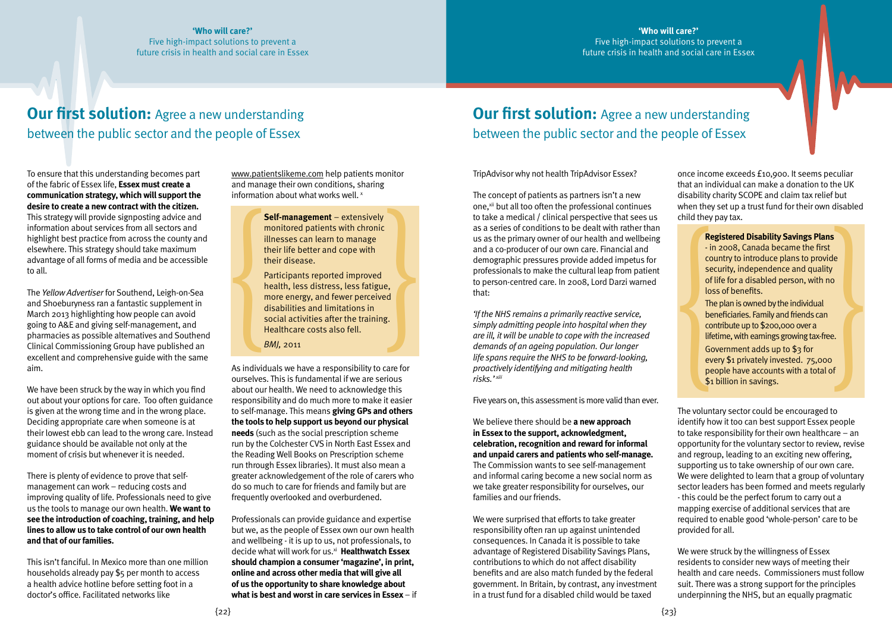## **Our first solution:** Agree a new understanding between the public sector and the people of Essex

To ensure that this understanding becomes part of the fabric of Essex life, **Essex must create a communication strategy, which will support the desire to create a new contract with the citizen.** This strategy will provide signposting advice and information about services from all sectors and highlight best practice from across the county and elsewhere. This strategy should take maximum advantage of all forms of media and be accessible to all.

The *Yellow Advertiser* for Southend, Leigh-on-Sea and Shoeburyness ran a fantastic supplement in March 2013 highlighting how people can avoid going to A&E and giving self-management, and pharmacies as possible alternatives and Southend Clinical Commissioning Group have published an excellent and comprehensive guide with the same aim.

We have been struck by the way in which you find out about your options for care. Too often guidance is given at the wrong time and in the wrong place. Deciding appropriate care when someone is at their lowest ebb can lead to the wrong care. Instead guidance should be available not only at the moment of crisis but whenever it is needed.

There is plenty of evidence to prove that self-management can work – reducing costs and improving quality of life. Professionals need to give us the tools to manage our own health. **We want to see the introduction of coaching, training, and help lines to allow us to take control of our own health and that of our families.**

This isn't fanciful. In Mexico more than one million households already pay $5 per month to access a health advice hotline before setting foot in a doctor's office. Facilitated networks like www.patientslikeme.com help patients monitor and manage their own conditions, sharing information about what works well. [x]

> **Self-management** – extensively monitored patients with chronic illnesses can learn to manage their life better and cope with their disease.
>
> Participants reported improved health, less distress, less fatigue, more energy, and fewer perceived disabilities and limitations in social activities after the training. Healthcare costs also fell.
>
> *BMJ,* 2011

As individuals we have a responsibility to care for ourselves. This is fundamental if we are serious about our health. We need to acknowledge this responsibility and do much more to make it easier to self-manage. This means **giving GPs and others the tools to help support us beyond our physical needs** (such as the social prescription scheme run by the Colchester CVS in North East Essex and the Reading Well Books on Prescription scheme run through Essex libraries). It must also mean a greater acknowledgement of the role of carers who do so much to care for friends and family but are frequently overlooked and overburdened.

Professionals can provide guidance and expertise but we, as the people of Essex own our own health and wellbeing - it is up to us, not professionals, to decide what will work for us.[xi] **Healthwatch Essex should champion a consumer 'magazine', in print, online and across other media that will give all of us the opportunity to share knowledge about what is best and worst in care services in Essex** – if TripAdvisor why not health TripAdvisor Essex?

The concept of patients as partners isn't a new one,[xii] but all too often the professional continues to take a medical / clinical perspective that sees us as a series of conditions to be dealt with rather than us as the primary owner of our health and wellbeing and a co-producer of our own care. Financial and demographic pressures provide added impetus for professionals to make the cultural leap from patient to person-centred care. In 2008, Lord Darzi warned that:

*'If the NHS remains a primarily reactive service, simply admitting people into hospital when they are ill, it will be unable to cope with the increased demands of an ageing population. Our longer life spans require the NHS to be forward-looking, proactively identifying and mitigating health risks.'* [xiii]

Five years on, this assessment is more valid than ever.

We believe there should be **a new approach in Essex to the support, acknowledgment, celebration, recognition and reward for informal and unpaid carers and patients who self-manage.** The Commission wants to see self-management and informal caring become a new social norm as we take greater responsibility for ourselves, our families and our friends.

We were surprised that efforts to take greater responsibility often ran up against unintended consequences. In Canada it is possible to take advantage of Registered Disability Savings Plans, contributions to which do not affect disability benefits and are also match funded by the federal government. In Britain, by contrast, any investment in a trust fund for a disabled child would be taxed once income exceeds £10,900. It seems peculiar that an individual can make a donation to the UK disability charity SCOPE and claim tax relief but when they set up a trust fund for their own disabled child they pay tax.

> **Registered Disability Savings Plans** - in 2008, Canada became the first country to introduce plans to provide security, independence and quality of life for a disabled person, with no loss of benefits.
>
> The plan is owned by the individual beneficiaries. Family and friends can contribute up to $200,000 over a lifetime, with earnings growing tax-free.
>
> Government adds up to $3 for every $1 privately invested. 75,000 people have accounts with a total of $1 billion in savings.

The voluntary sector could be encouraged to identify how it too can best support Essex people to take responsibility for their own healthcare – an opportunity for the voluntary sector to review, revise and regroup, leading to an exciting new offering, supporting us to take ownership of our own care. We were delighted to learn that a group of voluntary sector leaders has been formed and meets regularly - this could be the perfect forum to carry out a mapping exercise of additional services that are required to enable good 'whole-person' care to be provided for all.

We were struck by the willingness of Essex residents to consider new ways of meeting their health and care needs. Commissioners must follow suit. There was a strong support for the principles underpinning the NHS, but an equally pragmatic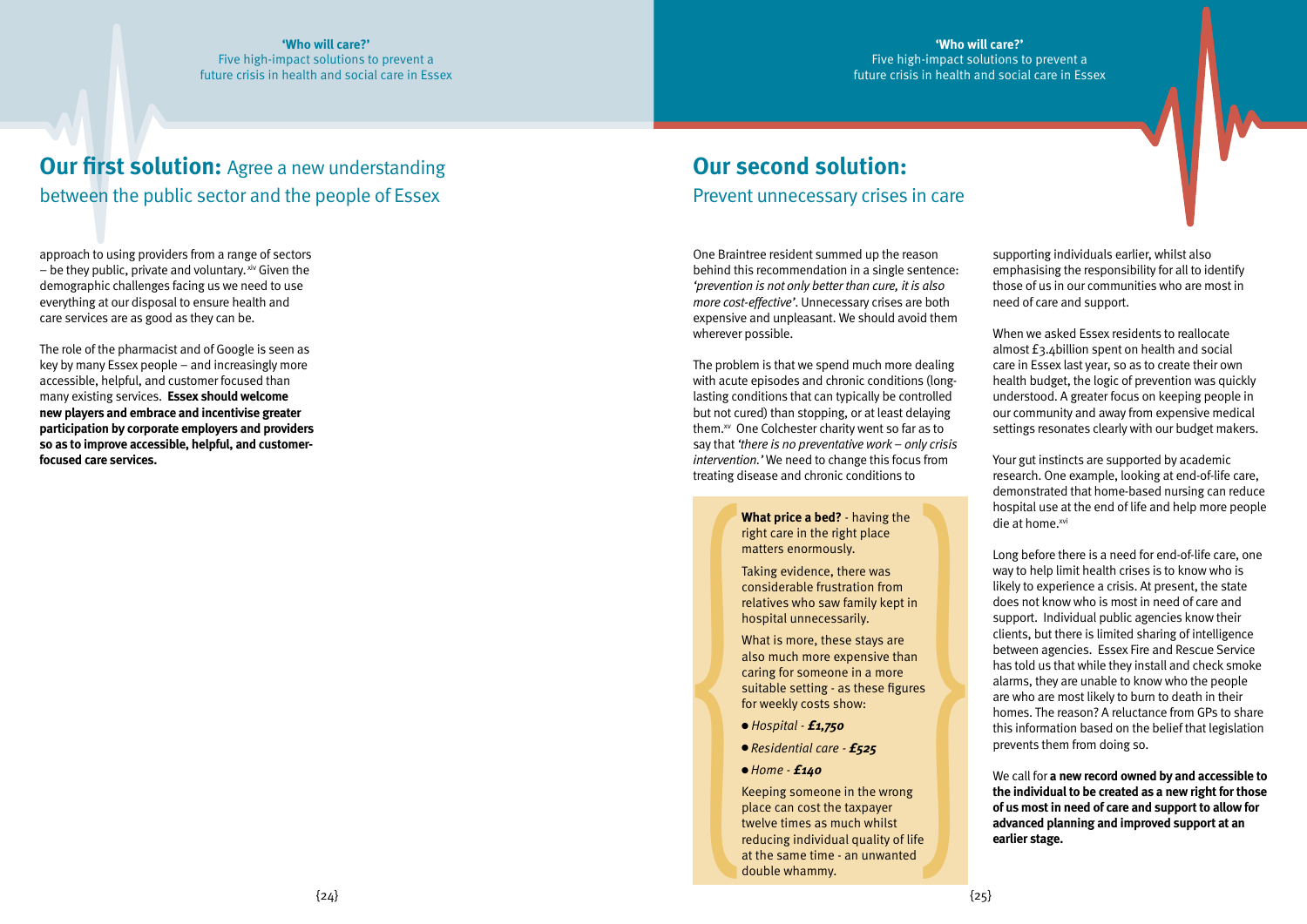## **Our first solution:** Agree a new understanding between the public sector and the people of Essex

approach to using providers from a range of sectors – be they public, private and voluntary.[xiv] Given the demographic challenges facing us we need to use everything at our disposal to ensure health and care services are as good as they can be.

The role of the pharmacist and of Google is seen as key by many Essex people – and increasingly more accessible, helpful, and customer focused than many existing services. **Essex should welcome new players and embrace and incentivise greater participation by corporate employers and providers so as to improve accessible, helpful, and customer-focused care services.**

## **Our second solution:** Prevent unnecessary crises in care

One Braintree resident summed up the reason behind this recommendation in a single sentence: *'prevention is not only better than cure, it is also more cost-effective'*. Unnecessary crises are both expensive and unpleasant. We should avoid them wherever possible.

The problem is that we spend much more dealing with acute episodes and chronic conditions (long-lasting conditions that can typically be controlled but not cured) than stopping, or at least delaying them.[xv] One Colchester charity went so far as to say that *'there is no preventative work – only crisis intervention.'* We need to change this focus from treating disease and chronic conditions to supporting individuals earlier, whilst also emphasising the responsibility for all to identify those of us in our communities who are most in need of care and support.

> **What price a bed?** - having the right care in the right place matters enormously.
>
> Taking evidence, there was considerable frustration from relatives who saw family kept in hospital unnecessarily.
>
> What is more, these stays are also much more expensive than caring for someone in a more suitable setting - as these figures for weekly costs show:
>
> - *Hospital - **£1,750***
> - *Residential care - **£525***
> - *Home - **£140***
>
> Keeping someone in the wrong place can cost the taxpayer twelve times as much whilst reducing individual quality of life at the same time - an unwanted double whammy.

When we asked Essex residents to reallocate almost £3.4billion spent on health and social care in Essex last year, so as to create their own health budget, the logic of prevention was quickly understood. A greater focus on keeping people in our community and away from expensive medical settings resonates clearly with our budget makers.

Your gut instincts are supported by academic research. One example, looking at end-of-life care, demonstrated that home-based nursing can reduce hospital use at the end of life and help more people die at home.[xvi]

Long before there is a need for end-of-life care, one way to help limit health crises is to know who is likely to experience a crisis. At present, the state does not know who is most in need of care and support. Individual public agencies know their clients, but there is limited sharing of intelligence between agencies. Essex Fire and Rescue Service has told us that while they install and check smoke alarms, they are unable to know who the people are who are most likely to burn to death in their homes. The reason? A reluctance from GPs to share this information based on the belief that legislation prevents them from doing so.

We call for **a new record owned by and accessible to the individual to be created as a new right for those of us most in need of care and support to allow for advanced planning and improved support at an earlier stage.**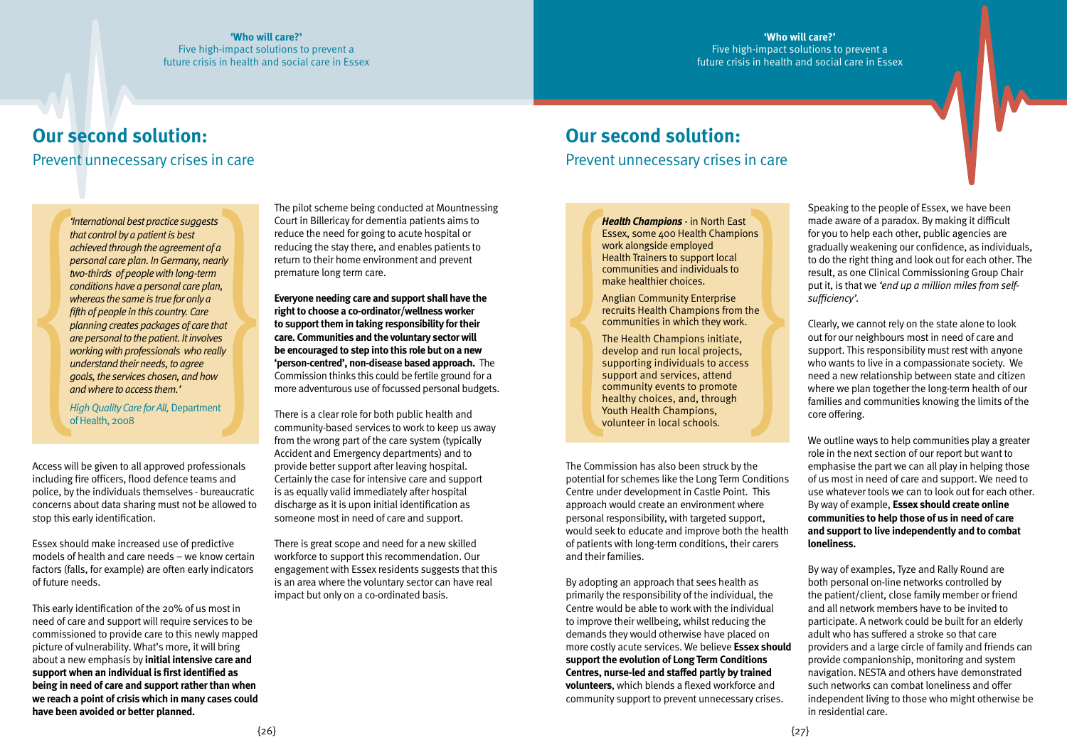## Our second solution:

### Prevent unnecessary crises in care

> *'International best practice suggests that control by a patient is best achieved through the agreement of a personal care plan. In Germany, nearly two-thirds of people with long-term conditions have a personal care plan, whereas the same is true for only a fifth of people in this country. Care planning creates packages of care that are personal to the patient. It involves working with professionals who really understand their needs, to agree goals, the services chosen, and how and where to access them.'*
>
> *High Quality Care for All,* Department of Health, 2008

Access will be given to all approved professionals including fire officers, flood defence teams and police, by the individuals themselves - bureaucratic concerns about data sharing must not be allowed to stop this early identification.

Essex should make increased use of predictive models of health and care needs – we know certain factors (falls, for example) are often early indicators of future needs.

This early identification of the 20% of us most in need of care and support will require services to be commissioned to provide care to this newly mapped picture of vulnerability. What's more, it will bring about a new emphasis by **initial intensive care and support when an individual is first identified as being in need of care and support rather than when we reach a point of crisis which in many cases could have been avoided or better planned.**

The pilot scheme being conducted at Mountnessing Court in Billericay for dementia patients aims to reduce the need for going to acute hospital or reducing the stay there, and enables patients to return to their home environment and prevent premature long term care.

**Everyone needing care and support shall have the right to choose a co-ordinator/wellness worker to support them in taking responsibility for their care. Communities and the voluntary sector will be encouraged to step into this role but on a new 'person-centred', non-disease based approach.** The Commission thinks this could be fertile ground for a more adventurous use of focussed personal budgets.

There is a clear role for both public health and community-based services to work to keep us away from the wrong part of the care system (typically Accident and Emergency departments) and to provide better support after leaving hospital. Certainly the case for intensive care and support is as equally valid immediately after hospital discharge as it is upon initial identification as someone most in need of care and support.

There is great scope and need for a new skilled workforce to support this recommendation. Our engagement with Essex residents suggests that this is an area where the voluntary sector can have real impact but only on a co-ordinated basis.

## Our second solution:

### Prevent unnecessary crises in care

> ***Health Champions*** - in North East Essex, some 400 Health Champions work alongside employed Health Trainers to support local communities and individuals to make healthier choices.
>
> Anglian Community Enterprise recruits Health Champions from the communities in which they work.
>
> The Health Champions initiate, develop and run local projects, supporting individuals to access support and services, attend community events to promote healthy choices, and, through Youth Health Champions, volunteer in local schools.

The Commission has also been struck by the potential for schemes like the Long Term Conditions Centre under development in Castle Point. This approach would create an environment where personal responsibility, with targeted support, would seek to educate and improve both the health of patients with long-term conditions, their carers and their families.

By adopting an approach that sees health as primarily the responsibility of the individual, the Centre would be able to work with the individual to improve their wellbeing, whilst reducing the demands they would otherwise have placed on more costly acute services. We believe **Essex should support the evolution of Long Term Conditions Centres, nurse-led and staffed partly by trained volunteers**, which blends a flexed workforce and community support to prevent unnecessary crises.

Speaking to the people of Essex, we have been made aware of a paradox. By making it difficult for you to help each other, public agencies are gradually weakening our confidence, as individuals, to do the right thing and look out for each other. The result, as one Clinical Commissioning Group Chair put it, is that we *'end up a million miles from self-sufficiency'*.

Clearly, we cannot rely on the state alone to look out for our neighbours most in need of care and support. This responsibility must rest with anyone who wants to live in a compassionate society. We need a new relationship between state and citizen where we plan together the long-term health of our families and communities knowing the limits of the core offering.

We outline ways to help communities play a greater role in the next section of our report but want to emphasise the part we can all play in helping those of us most in need of care and support. We need to use whatever tools we can to look out for each other. By way of example, **Essex should create online communities to help those of us in need of care and support to live independently and to combat loneliness.**

By way of examples, Tyze and Rally Round are both personal on-line networks controlled by the patient/client, close family member or friend and all network members have to be invited to participate. A network could be built for an elderly adult who has suffered a stroke so that care providers and a large circle of family and friends can provide companionship, monitoring and system navigation. NESTA and others have demonstrated such networks can combat loneliness and offer independent living to those who might otherwise be in residential care.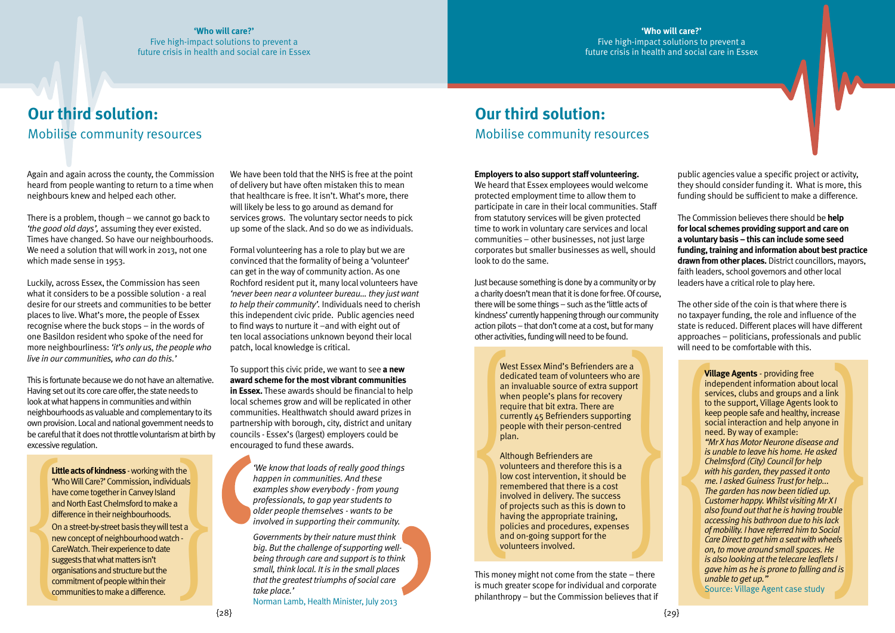## Our third solution:
### Mobilise community resources

Again and again across the county, the Commission heard from people wanting to return to a time when neighbours knew and helped each other.

There is a problem, though – we cannot go back to *'the good old days',* assuming they ever existed. Times have changed. So have our neighbourhoods. We need a solution that will work in 2013, not one which made sense in 1953.

Luckily, across Essex, the Commission has seen what it considers to be a possible solution - a real desire for our streets and communities to be better places to live. What's more, the people of Essex recognise where the buck stops – in the words of one Basildon resident who spoke of the need for more neighbourliness: *'it's only us, the people who live in our communities, who can do this.'*

This is fortunate because we do not have an alternative. Having set out its core care offer, the state needs to look at what happens in communities and within neighbourhoods as valuable and complementary to its own provision. Local and national government needs to be careful that it does not throttle voluntarism at birth by excessive regulation.

> **Little acts of kindness** - working with the 'Who Will Care?' Commission, individuals have come together in Canvey Island and North East Chelmsford to make a difference in their neighbourhoods.
>
> On a street-by-street basis they will test a new concept of neighbourhood watch - CareWatch. Their experience to date suggests that what matters isn't organisations and structure but the commitment of people within their communities to make a difference.

We have been told that the NHS is free at the point of delivery but have often mistaken this to mean that healthcare is free. It isn't. What's more, there will likely be less to go around as demand for services grows. The voluntary sector needs to pick up some of the slack. And so do we as individuals.

Formal volunteering has a role to play but we are convinced that the formality of being a 'volunteer' can get in the way of community action. As one Rochford resident put it, many local volunteers have *'never been near a volunteer bureau... they just want to help their community'.* Individuals need to cherish this independent civic pride. Public agencies need to find ways to nurture it –and with eight out of ten local associations unknown beyond their local patch, local knowledge is critical.

To support this civic pride, we want to see **a new award scheme for the most vibrant communities in Essex.** These awards should be financial to help local schemes grow and will be replicated in other communities. Healthwatch should award prizes in partnership with borough, city, district and unitary councils - Essex's (largest) employers could be encouraged to fund these awards.

> *'We know that loads of really good things happen in communities. And these examples show everybody - from young professionals, to gap year students to older people themselves - wants to be involved in supporting their community.*
>
> *Governments by their nature must think big. But the challenge of supporting well-being through care and support is to think small, think local. It is in the small places that the greatest triumphs of social care take place.'*
>
> Norman Lamb, Health Minister, July 2013

**Employers to also support staff volunteering.** We heard that Essex employees would welcome protected employment time to allow them to participate in care in their local communities. Staff from statutory services will be given protected time to work in voluntary care services and local communities – other businesses, not just large corporates but smaller businesses as well, should look to do the same.

Just because something is done by a community or by a charity doesn't mean that it is done for free. Of course, there will be some things – such as the 'little acts of kindness' currently happening through our community action pilots – that don't come at a cost, but for many other activities, funding will need to be found.

> West Essex Mind's Befrienders are a dedicated team of volunteers who are an invaluable source of extra support when people's plans for recovery require that bit extra. There are currently 45 Befrienders supporting people with their person-centred plan.
>
> Although Befrienders are volunteers and therefore this is a low cost intervention, it should be remembered that there is a cost involved in delivery. The success of projects such as this is down to having the appropriate training, policies and procedures, expenses and on-going support for the volunteers involved.

This money might not come from the state – there is much greater scope for individual and corporate philanthropy – but the Commission believes that if public agencies value a specific project or activity, they should consider funding it. What is more, this funding should be sufficient to make a difference.

The Commission believes there should be **help for local schemes providing support and care on a voluntary basis – this can include some seed funding, training and information about best practice drawn from other places.** District councillors, mayors, faith leaders, school governors and other local leaders have a critical role to play here.

The other side of the coin is that where there is no taxpayer funding, the role and influence of the state is reduced. Different places will have different approaches – politicians, professionals and public will need to be comfortable with this.

> **Village Agents** - providing free independent information about local services, clubs and groups and a link to the support, Village Agents look to keep people safe and healthy, increase social interaction and help anyone in need. By way of example:
>
> *"Mr X has Motor Neurone disease and is unable to leave his home. He asked Chelmsford (City) Council for help with his garden, they passed it onto me. I asked Guiness Trust for help... The garden has now been tidied up. Customer happy. Whilst visiting Mr X I also found out that he is having trouble accessing his bathroom due to his lack of mobility. I have referred him to Social Care Direct to get him a seat with wheels on, to move around small spaces. He is also looking at the telecare leaflets I gave him as he is prone to falling and is unable to get up."*
>
> Source: Village Agent case study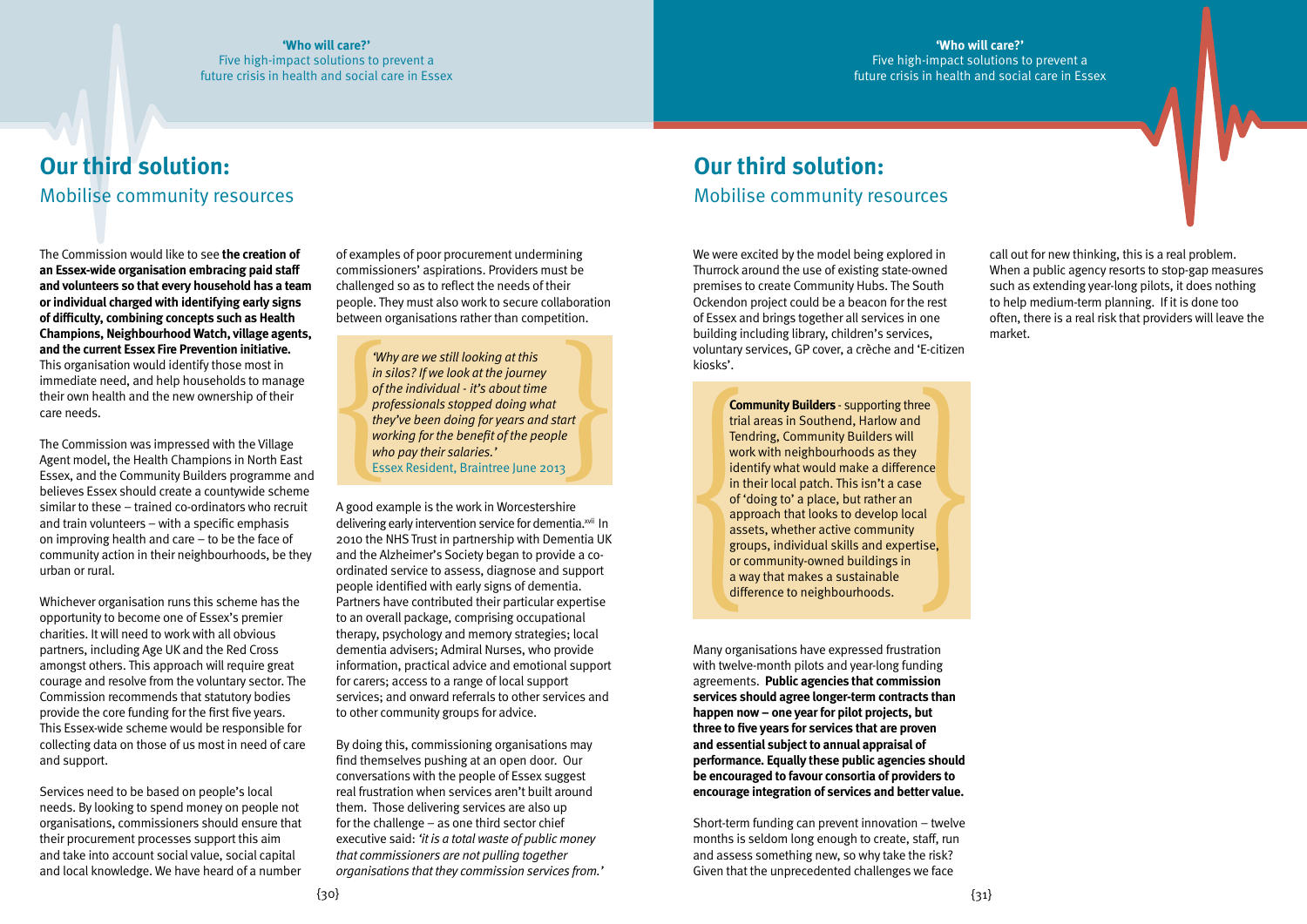## Our third solution:
### Mobilise community resources

The Commission would like to see **the creation of an Essex-wide organisation embracing paid staff and volunteers so that every household has a team or individual charged with identifying early signs of difficulty, combining concepts such as Health Champions, Neighbourhood Watch, village agents, and the current Essex Fire Prevention initiative.** This organisation would identify those most in immediate need, and help households to manage their own health and the new ownership of their care needs.

The Commission was impressed with the Village Agent model, the Health Champions in North East Essex, and the Community Builders programme and believes Essex should create a countywide scheme similar to these – trained co-ordinators who recruit and train volunteers – with a specific emphasis on improving health and care – to be the face of community action in their neighbourhoods, be they urban or rural.

Whichever organisation runs this scheme has the opportunity to become one of Essex's premier charities. It will need to work with all obvious partners, including Age UK and the Red Cross amongst others. This approach will require great courage and resolve from the voluntary sector. The Commission recommends that statutory bodies provide the core funding for the first five years. This Essex-wide scheme would be responsible for collecting data on those of us most in need of care and support.

Services need to be based on people's local needs. By looking to spend money on people not organisations, commissioners should ensure that their procurement processes support this aim and take into account social value, social capital and local knowledge. We have heard of a number of examples of poor procurement undermining commissioners' aspirations. Providers must be challenged so as to reflect the needs of their people. They must also work to secure collaboration between organisations rather than competition.

> *'Why are we still looking at this in silos? If we look at the journey of the individual - it's about time professionals stopped doing what they've been doing for years and start working for the benefit of the people who pay their salaries.'*
> Essex Resident, Braintree June 2013

A good example is the work in Worcestershire delivering early intervention service for dementia.[xvii] In 2010 the NHS Trust in partnership with Dementia UK and the Alzheimer's Society began to provide a co-ordinated service to assess, diagnose and support people identified with early signs of dementia. Partners have contributed their particular expertise to an overall package, comprising occupational therapy, psychology and memory strategies; local dementia advisers; Admiral Nurses, who provide information, practical advice and emotional support for carers; access to a range of local support services; and onward referrals to other services and to other community groups for advice.

By doing this, commissioning organisations may find themselves pushing at an open door. Our conversations with the people of Essex suggest real frustration when services aren't built around them. Those delivering services are also up for the challenge – as one third sector chief executive said: *'it is a total waste of public money that commissioners are not pulling together organisations that they commission services from.'*

We were excited by the model being explored in Thurrock around the use of existing state-owned premises to create Community Hubs. The South Ockendon project could be a beacon for the rest of Essex and brings together all services in one building including library, children's services, voluntary services, GP cover, a crèche and 'E-citizen kiosks'.

> **Community Builders** - supporting three trial areas in Southend, Harlow and Tendring, Community Builders will work with neighbourhoods as they identify what would make a difference in their local patch. This isn't a case of 'doing to' a place, but rather an approach that looks to develop local assets, whether active community groups, individual skills and expertise, or community-owned buildings in a way that makes a sustainable difference to neighbourhoods.

Many organisations have expressed frustration with twelve-month pilots and year-long funding agreements. **Public agencies that commission services should agree longer-term contracts than happen now – one year for pilot projects, but three to five years for services that are proven and essential subject to annual appraisal of performance. Equally these public agencies should be encouraged to favour consortia of providers to encourage integration of services and better value.**

Short-term funding can prevent innovation – twelve months is seldom long enough to create, staff, run and assess something new, so why take the risk? Given that the unprecedented challenges we face call out for new thinking, this is a real problem. When a public agency resorts to stop-gap measures such as extending year-long pilots, it does nothing to help medium-term planning. If it is done too often, there is a real risk that providers will leave the market.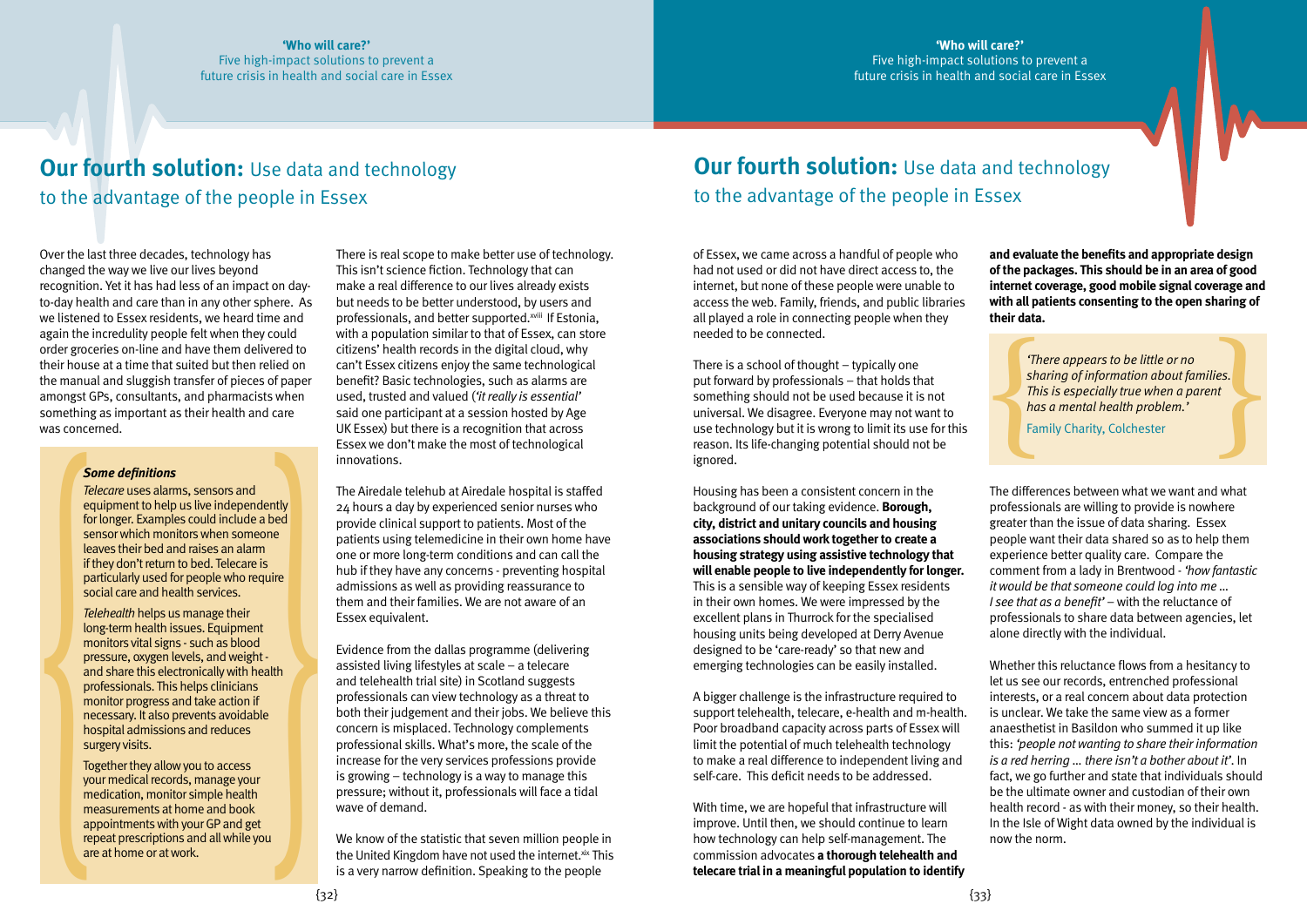## **Our fourth solution:** Use data and technology to the advantage of the people in Essex

Over the last three decades, technology has changed the way we live our lives beyond recognition. Yet it has had less of an impact on day-to-day health and care than in any other sphere. As we listened to Essex residents, we heard time and again the incredulity people felt when they could order groceries on-line and have them delivered to their house at a time that suited but then relied on the manual and sluggish transfer of pieces of paper amongst GPs, consultants, and pharmacists when something as important as their health and care was concerned.

> ***Some definitions***
>
> *Telecare* uses alarms, sensors and equipment to help us live independently for longer. Examples could include a bed sensor which monitors when someone leaves their bed and raises an alarm if they don't return to bed. Telecare is particularly used for people who require social care and health services.
>
> *Telehealth* helps us manage their long-term health issues. Equipment monitors vital signs - such as blood pressure, oxygen levels, and weight - and share this electronically with health professionals. This helps clinicians monitor progress and take action if necessary. It also prevents avoidable hospital admissions and reduces surgery visits.
>
> Together they allow you to access your medical records, manage your medication, monitor simple health measurements at home and book appointments with your GP and get repeat prescriptions and all while you are at home or at work.

There is real scope to make better use of technology. This isn't science fiction. Technology that can make a real difference to our lives already exists but needs to be better understood, by users and professionals, and better supported.[xviii] If Estonia, with a population similar to that of Essex, can store citizens' health records in the digital cloud, why can't Essex citizens enjoy the same technological benefit? Basic technologies, such as alarms are used, trusted and valued (*'it really is essential'* said one participant at a session hosted by Age UK Essex) but there is a recognition that across Essex we don't make the most of technological innovations.

The Airedale telehub at Airedale hospital is staffed 24 hours a day by experienced senior nurses who provide clinical support to patients. Most of the patients using telemedicine in their own home have one or more long-term conditions and can call the hub if they have any concerns - preventing hospital admissions as well as providing reassurance to them and their families. We are not aware of an Essex equivalent.

Evidence from the dallas programme (delivering assisted living lifestyles at scale – a telecare and telehealth trial site) in Scotland suggests professionals can view technology as a threat to both their judgement and their jobs. We believe this concern is misplaced. Technology complements professional skills. What's more, the scale of the increase for the very services professions provide is growing – technology is a way to manage this pressure; without it, professionals will face a tidal wave of demand.

We know of the statistic that seven million people in the United Kingdom have not used the internet.[xix] This is a very narrow definition. Speaking to the people of Essex, we came across a handful of people who had not used or did not have direct access to, the internet, but none of these people were unable to access the web. Family, friends, and public libraries all played a role in connecting people when they needed to be connected.

There is a school of thought – typically one put forward by professionals – that holds that something should not be used because it is not universal. We disagree. Everyone may not want to use technology but it is wrong to limit its use for this reason. Its life-changing potential should not be ignored.

Housing has been a consistent concern in the background of our taking evidence. **Borough, city, district and unitary councils and housing associations should work together to create a housing strategy using assistive technology that will enable people to live independently for longer.** This is a sensible way of keeping Essex residents in their own homes. We were impressed by the excellent plans in Thurrock for the specialised housing units being developed at Derry Avenue designed to be 'care-ready' so that new and emerging technologies can be easily installed.

A bigger challenge is the infrastructure required to support telehealth, telecare, e-health and m-health. Poor broadband capacity across parts of Essex will limit the potential of much telehealth technology to make a real difference to independent living and self-care. This deficit needs to be addressed.

With time, we are hopeful that infrastructure will improve. Until then, we should continue to learn how technology can help self-management. The commission advocates **a thorough telehealth and telecare trial in a meaningful population to identify and evaluate the benefits and appropriate design of the packages. This should be in an area of good internet coverage, good mobile signal coverage and with all patients consenting to the open sharing of their data.**

> *'There appears to be little or no sharing of information about families. This is especially true when a parent has a mental health problem.'*
>
> Family Charity, Colchester

The differences between what we want and what professionals are willing to provide is nowhere greater than the issue of data sharing. Essex people want their data shared so as to help them experience better quality care. Compare the comment from a lady in Brentwood - *'how fantastic it would be that someone could log into me … I see that as a benefit'* – with the reluctance of professionals to share data between agencies, let alone directly with the individual.

Whether this reluctance flows from a hesitancy to let us see our records, entrenched professional interests, or a real concern about data protection is unclear. We take the same view as a former anaesthetist in Basildon who summed it up like this: *'people not wanting to share their information is a red herring … there isn't a bother about it'*. In fact, we go further and state that individuals should be the ultimate owner and custodian of their own health record - as with their money, so their health. In the Isle of Wight data owned by the individual is now the norm.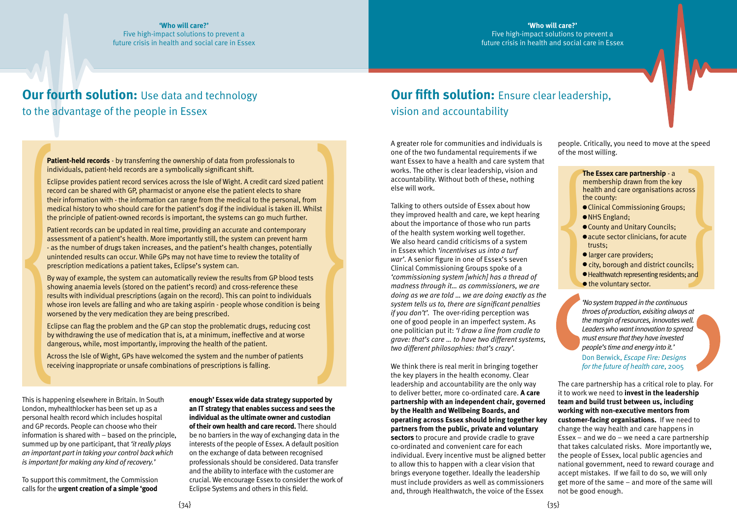## Our fourth solution: Use data and technology to the advantage of the people in Essex

**Patient-held records** - by transferring the ownership of data from professionals to individuals, patient-held records are a symbolically significant shift.

Eclipse provides patient record services across the Isle of Wight. A credit card sized patient record can be shared with GP, pharmacist or anyone else the patient elects to share their information with - the information can range from the medical to the personal, from medical history to who should care for the patient's dog if the individual is taken ill. Whilst the principle of patient-owned records is important, the systems can go much further.

Patient records can be updated in real time, providing an accurate and contemporary assessment of a patient's health. More importantly still, the system can prevent harm - as the number of drugs taken increases, and the patient's health changes, potentially unintended results can occur. While GPs may not have time to review the totality of prescription medications a patient takes, Eclipse's system can.

By way of example, the system can automatically review the results from GP blood tests showing anaemia levels (stored on the patient's record) and cross-reference these results with individual prescriptions (again on the record). This can point to individuals whose iron levels are falling and who are taking aspirin - people whose condition is being worsened by the very medication they are being prescribed.

Eclipse can flag the problem and the GP can stop the problematic drugs, reducing cost by withdrawing the use of medication that is, at a minimum, ineffective and at worse dangerous, while, most importantly, improving the health of the patient.

Across the Isle of Wight, GPs have welcomed the system and the number of patients receiving inappropriate or unsafe combinations of prescriptions is falling.

This is happening elsewhere in Britain. In South London, myhealthlocker has been set up as a personal health record which includes hospital and GP records. People can choose who their information is shared with – based on the principle, summed up by one participant, that *'it really plays an important part in taking your control back which is important for making any kind of recovery.'*

To support this commitment, the Commission calls for the **urgent creation of a simple 'good enough' Essex wide data strategy supported by an IT strategy that enables success and sees the individual as the ultimate owner and custodian of their own health and care record.** There should be no barriers in the way of exchanging data in the interests of the people of Essex. A default position on the exchange of data between recognised professionals should be considered. Data transfer and the ability to interface with the customer are crucial. We encourage Essex to consider the work of Eclipse Systems and others in this field.

## Our fifth solution: Ensure clear leadership, vision and accountability

A greater role for communities and individuals is one of the two fundamental requirements if we want Essex to have a health and care system that works. The other is clear leadership, vision and accountability. Without both of these, nothing else will work.

Talking to others outside of Essex about how they improved health and care, we kept hearing about the importance of those who run parts of the health system working well together. We also heard candid criticisms of a system in Essex which *'incentivises us into a turf war'*. A senior figure in one of Essex's seven Clinical Commissioning Groups spoke of a *'commissioning system [which] has a thread of madness through it… as commissioners, we are doing as we are told … we are doing exactly as the system tells us to, there are significant penalties if you don't'*. The over-riding perception was one of good people in an imperfect system. As one politician put it: *'I draw a line from cradle to grave: that's care … to have two different systems, two different philosophies: that's crazy'*.

We think there is real merit in bringing together the key players in the health economy. Clear leadership and accountability are the only way to deliver better, more co-ordinated care. **A care partnership with an independent chair, governed by the Health and Wellbeing Boards, and operating across Essex should bring together key partners from the public, private and voluntary sectors** to procure and provide cradle to grave co-ordinated and convenient care for each individual. Every incentive must be aligned better to allow this to happen with a clear vision that brings everyone together. Ideally the leadership must include providers as well as commissioners and, through Healthwatch, the voice of the Essex people. Critically, you need to move at the speed of the most willing.

**The Essex care partnership** - a membership drawn from the key health and care organisations across the county:

- Clinical Commissioning Groups;
- NHS England;
- County and Unitary Councils;
- acute sector clinicians, for acute trusts;
- larger care providers;
- city, borough and district councils;
- Healthwatch representing residents; and
- the voluntary sector.

*'No system trapped in the continuous throes of production, exisiting always at the margin of resources, innovates well. Leaders who want innovation to spread must ensure that they have invested people's time and energy into it.'*

Don Berwick, *Escape Fire: Designs for the future of health care*, 2005

The care partnership has a critical role to play. For it to work we need to **invest in the leadership team and build trust between us, including working with non-executive mentors from customer-facing organisations.** If we need to change the way health and care happens in Essex – and we do – we need a care partnership that takes calculated risks. More importantly we, the people of Essex, local public agencies and national government, need to reward courage and accept mistakes. If we fail to do so, we will only get more of the same – and more of the same will not be good enough.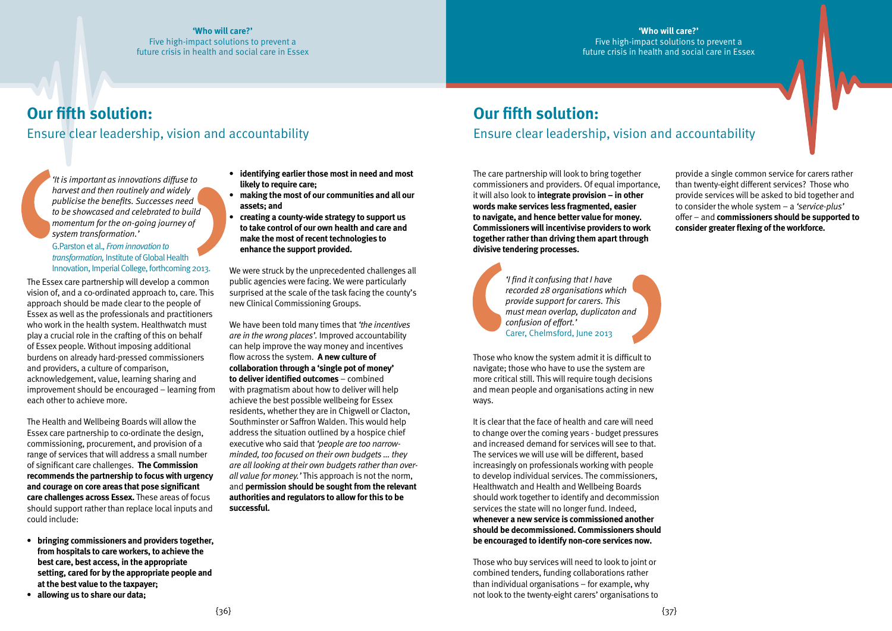## Our fifth solution:

### Ensure clear leadership, vision and accountability

> *'It is important as innovations diffuse to harvest and then routinely and widely publicise the benefits. Successes need to be showcased and celebrated to build momentum for the on-going journey of system transformation.'*
>
> G.Parston et al., *From innovation to transformation,* Institute of Global Health Innovation, Imperial College, forthcoming 2013.

The Essex care partnership will develop a common vision of, and a co-ordinated approach to, care. This approach should be made clear to the people of Essex as well as the professionals and practitioners who work in the health system. Healthwatch must play a crucial role in the crafting of this on behalf of Essex people. Without imposing additional burdens on already hard-pressed commissioners and providers, a culture of comparison, acknowledgement, value, learning sharing and improvement should be encouraged – learning from each other to achieve more.

The Health and Wellbeing Boards will allow the Essex care partnership to co-ordinate the design, commissioning, procurement, and provision of a range of services that will address a small number of significant care challenges. **The Commission recommends the partnership to focus with urgency and courage on core areas that pose significant care challenges across Essex.** These areas of focus should support rather than replace local inputs and could include:

- **bringing commissioners and providers together, from hospitals to care workers, to achieve the best care, best access, in the appropriate setting, cared for by the appropriate people and at the best value to the taxpayer;**
- **allowing us to share our data;**
- **identifying earlier those most in need and most likely to require care;**
- **making the most of our communities and all our assets; and**
- **creating a county-wide strategy to support us to take control of our own health and care and make the most of recent technologies to enhance the support provided.**

We were struck by the unprecedented challenges all public agencies were facing. We were particularly surprised at the scale of the task facing the county's new Clinical Commissioning Groups.

We have been told many times that *'the incentives are in the wrong places'.* Improved accountability can help improve the way money and incentives flow across the system. **A new culture of collaboration through a 'single pot of money' to deliver identified outcomes** – combined with pragmatism about how to deliver will help achieve the best possible wellbeing for Essex residents, whether they are in Chigwell or Clacton, Southminster or Saffron Walden. This would help address the situation outlined by a hospice chief executive who said that *'people are too narrow-minded, too focused on their own budgets ... they are all looking at their own budgets rather than over-all value for money.'* This approach is not the norm, and **permission should be sought from the relevant authorities and regulators to allow for this to be successful.**

The care partnership will look to bring together commissioners and providers. Of equal importance, it will also look to **integrate provision – in other words make services less fragmented, easier to navigate, and hence better value for money. Commissioners will incentivise providers to work together rather than driving them apart through divisive tendering processes.**

> *'I find it confusing that I have recorded 28 organisations which provide support for carers. This must mean overlap, duplicaton and confusion of effort.'*
>
> Carer, Chelmsford, June 2013

Those who know the system admit it is difficult to navigate; those who have to use the system are more critical still. This will require tough decisions and mean people and organisations acting in new ways.

It is clear that the face of health and care will need to change over the coming years - budget pressures and increased demand for services will see to that. The services we will use will be different, based increasingly on professionals working with people to develop individual services. The commissioners, Healthwatch and Health and Wellbeing Boards should work together to identify and decommission services the state will no longer fund. Indeed, **whenever a new service is commissioned another should be decommissioned. Commissioners should be encouraged to identify non-core services now.**

Those who buy services will need to look to joint or combined tenders, funding collaborations rather than individual organisations – for example, why not look to the twenty-eight carers' organisations to provide a single common service for carers rather than twenty-eight different services? Those who provide services will be asked to bid together and to consider the whole system – a *'service-plus'* offer – and **commissioners should be supported to consider greater flexing of the workforce.**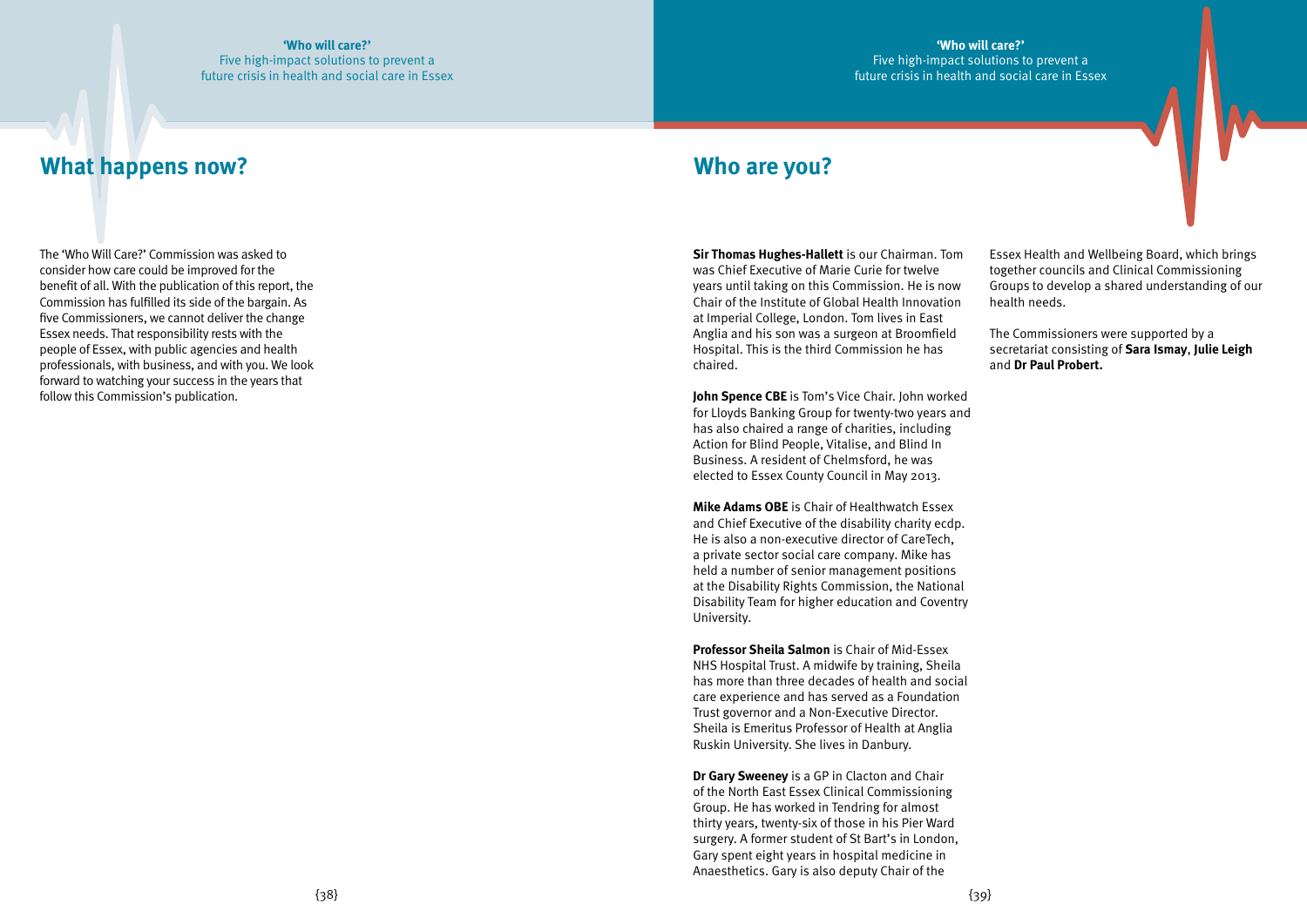## What happens now?

The 'Who Will Care?' Commission was asked to consider how care could be improved for the benefit of all. With the publication of this report, the Commission has fulfilled its side of the bargain. As five Commissioners, we cannot deliver the change Essex needs. That responsibility rests with the people of Essex, with public agencies and health professionals, with business, and with you. We look forward to watching your success in the years that follow this Commission's publication.

## Who are you?

**Sir Thomas Hughes-Hallett** is our Chairman. Tom was Chief Executive of Marie Curie for twelve years until taking on this Commission. He is now Chair of the Institute of Global Health Innovation at Imperial College, London. Tom lives in East Anglia and his son was a surgeon at Broomfield Hospital. This is the third Commission he has chaired.

**John Spence CBE** is Tom's Vice Chair. John worked for Lloyds Banking Group for twenty-two years and has also chaired a range of charities, including Action for Blind People, Vitalise, and Blind In Business. A resident of Chelmsford, he was elected to Essex County Council in May 2013.

**Mike Adams OBE** is Chair of Healthwatch Essex and Chief Executive of the disability charity ecdp. He is also a non-executive director of CareTech, a private sector social care company. Mike has held a number of senior management positions at the Disability Rights Commission, the National Disability Team for higher education and Coventry University.

**Professor Sheila Salmon** is Chair of Mid-Essex NHS Hospital Trust. A midwife by training, Sheila has more than three decades of health and social care experience and has served as a Foundation Trust governor and a Non-Executive Director. Sheila is Emeritus Professor of Health at Anglia Ruskin University. She lives in Danbury.

**Dr Gary Sweeney** is a GP in Clacton and Chair of the North East Essex Clinical Commissioning Group. He has worked in Tendring for almost thirty years, twenty-six of those in his Pier Ward surgery. A former student of St Bart's in London, Gary spent eight years in hospital medicine in Anaesthetics. Gary is also deputy Chair of the Essex Health and Wellbeing Board, which brings together councils and Clinical Commissioning Groups to develop a shared understanding of our health needs.

The Commissioners were supported by a secretariat consisting of **Sara Ismay**, **Julie Leigh** and **Dr Paul Probert.**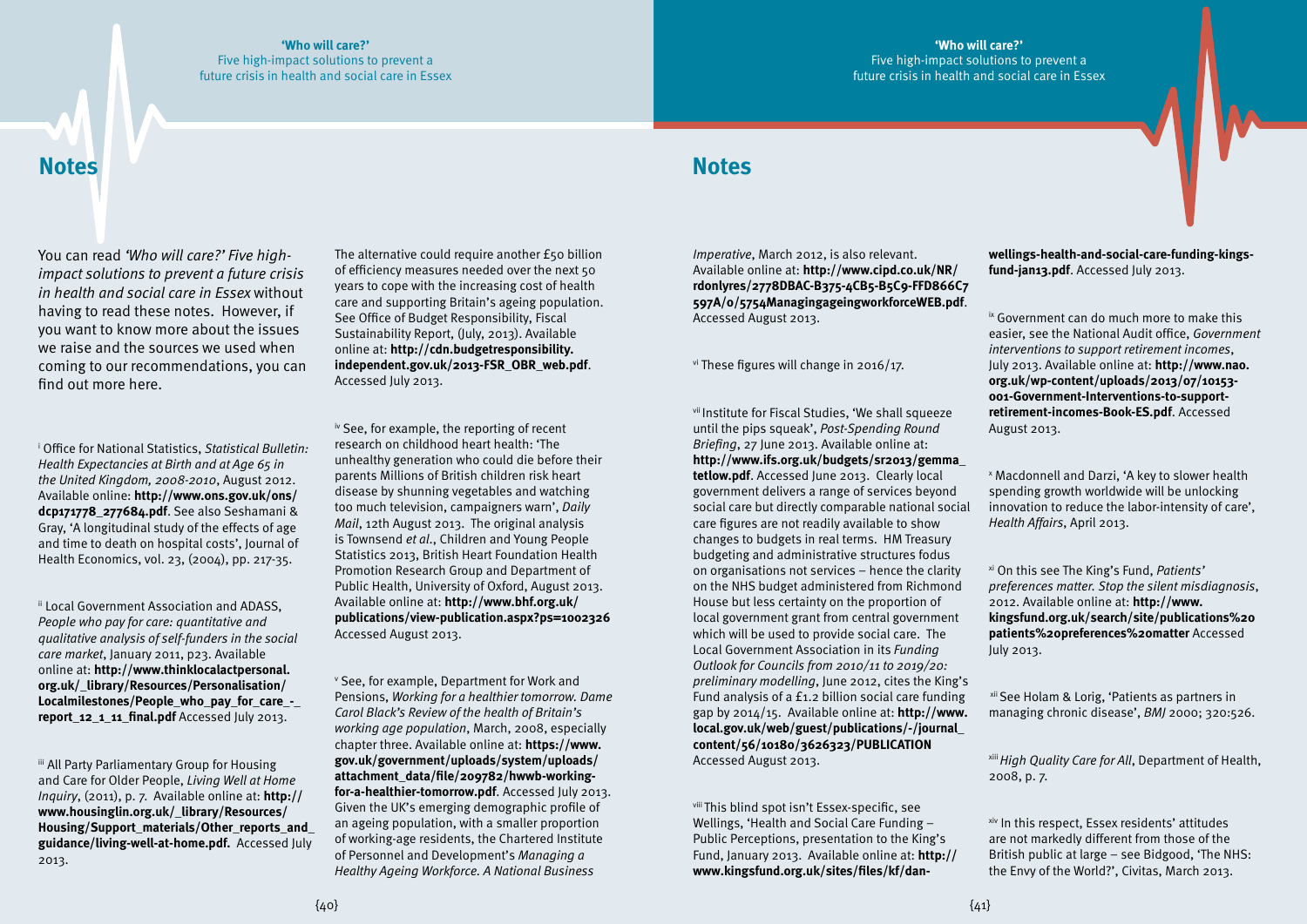## Notes

You can read *'Who will care?' Five high-impact solutions to prevent a future crisis in health and social care in Essex* without having to read these notes. However, if you want to know more about the issues we raise and the sources we used when coming to our recommendations, you can find out more here.

[i] Office for National Statistics, *Statistical Bulletin: Health Expectancies at Birth and at Age 65 in the United Kingdom, 2008-2010*, August 2012. Available online: **http://www.ons.gov.uk/ons/dcp171778_277684.pdf**. See also Seshamani & Gray, 'A longitudinal study of the effects of age and time to death on hospital costs', Journal of Health Economics, vol. 23, (2004), pp. 217-35.

[ii] Local Government Association and ADASS, *People who pay for care: quantitative and qualitative analysis of self-funders in the social care market*, January 2011, p23. Available online at: **http://www.thinklocalactpersonal.org.uk/_library/Resources/Personalisation/Localmilestones/People_who_pay_for_care_-_report_12_1_11_final.pdf** Accessed July 2013.

[iii] All Party Parliamentary Group for Housing and Care for Older People, *Living Well at Home Inquiry*, (2011), p. 7. Available online at: **http://www.housinglin.org.uk/_library/Resources/Housing/Support_materials/Other_reports_and_guidance/living-well-at-home.pdf.** Accessed July 2013.

The alternative could require another £50 billion of efficiency measures needed over the next 50 years to cope with the increasing cost of health care and supporting Britain's ageing population. See Office of Budget Responsibility, Fiscal Sustainability Report, (July, 2013). Available online at: **http://cdn.budgetresponsibility.independent.gov.uk/2013-FSR_OBR_web.pdf**. Accessed July 2013.

[iv] See, for example, the reporting of recent research on childhood heart health: 'The unhealthy generation who could die before their parents Millions of British children risk heart disease by shunning vegetables and watching too much television, campaigners warn', *Daily Mail*, 12th August 2013. The original analysis is Townsend *et al*., Children and Young People Statistics 2013, British Heart Foundation Health Promotion Research Group and Department of Public Health, University of Oxford, August 2013. Available online at: **http://www.bhf.org.uk/publications/view-publication.aspx?ps=1002326** Accessed August 2013.

[v] See, for example, Department for Work and Pensions, *Working for a healthier tomorrow. Dame Carol Black's Review of the health of Britain's working age population*, March, 2008, especially chapter three. Available online at: **https://www.gov.uk/government/uploads/system/uploads/attachment_data/file/209782/hwwb-working-for-a-healthier-tomorrow.pdf**. Accessed July 2013. Given the UK's emerging demographic profile of an ageing population, with a smaller proportion of working-age residents, the Chartered Institute of Personnel and Development's *Managing a Healthy Ageing Workforce. A National Business Imperative*, March 2012, is also relevant. Available online at: **http://www.cipd.co.uk/NR/rdonlyres/2778DBAC-B375-4CB5-B5C9-FFD866C7597A/0/5754ManagingageingworkforceWEB.pdf**. Accessed August 2013.

[vi] These figures will change in 2016/17.

[vii] Institute for Fiscal Studies, 'We shall squeeze until the pips squeak', *Post-Spending Round Briefing*, 27 June 2013. Available online at: **http://www.ifs.org.uk/budgets/sr2013/gemma_tetlow.pdf**. Accessed June 2013. Clearly local government delivers a range of services beyond social care but directly comparable national social care figures are not readily available to show changes to budgets in real terms. HM Treasury budgeting and administrative structures fodus on organisations not services – hence the clarity on the NHS budget administered from Richmond House but less certainty on the proportion of local government grant from central government which will be used to provide social care. The Local Government Association in its *Funding Outlook for Councils from 2010/11 to 2019/20: preliminary modelling*, June 2012, cites the King's Fund analysis of a £1.2 billion social care funding gap by 2014/15. Available online at: **http://www.local.gov.uk/web/guest/publications/-/journal_content/56/10180/3626323/PUBLICATION** Accessed August 2013.

[viii] This blind spot isn't Essex-specific, see Wellings, 'Health and Social Care Funding – Public Perceptions, presentation to the King's Fund, January 2013. Available online at: **http://www.kingsfund.org.uk/sites/files/kf/dan-wellings-health-and-social-care-funding-kings-fund-jan13.pdf**. Accessed July 2013.

[ix] Government can do much more to make this easier, see the National Audit office, *Government interventions to support retirement incomes*, July 2013. Available online at: **http://www.nao.org.uk/wp-content/uploads/2013/07/10153-001-Government-Interventions-to-support-retirement-incomes-Book-ES.pdf**. Accessed August 2013.

[x] Macdonnell and Darzi, 'A key to slower health spending growth worldwide will be unlocking innovation to reduce the labor-intensity of care', *Health Affairs*, April 2013.

[xi] On this see The King's Fund, *Patients' preferences matter. Stop the silent misdiagnosis*, 2012. Available online at: **http://www.kingsfund.org.uk/search/site/publications%20patients%20preferences%20matter** Accessed July 2013.

[xii] See Holam & Lorig, 'Patients as partners in managing chronic disease', *BMJ* 2000; 320:526.

[xiii] *High Quality Care for All*, Department of Health, 2008, p. 7.

[xiv] In this respect, Essex residents' attitudes are not markedly different from those of the British public at large – see Bidgood, 'The NHS: the Envy of the World?', Civitas, March 2013.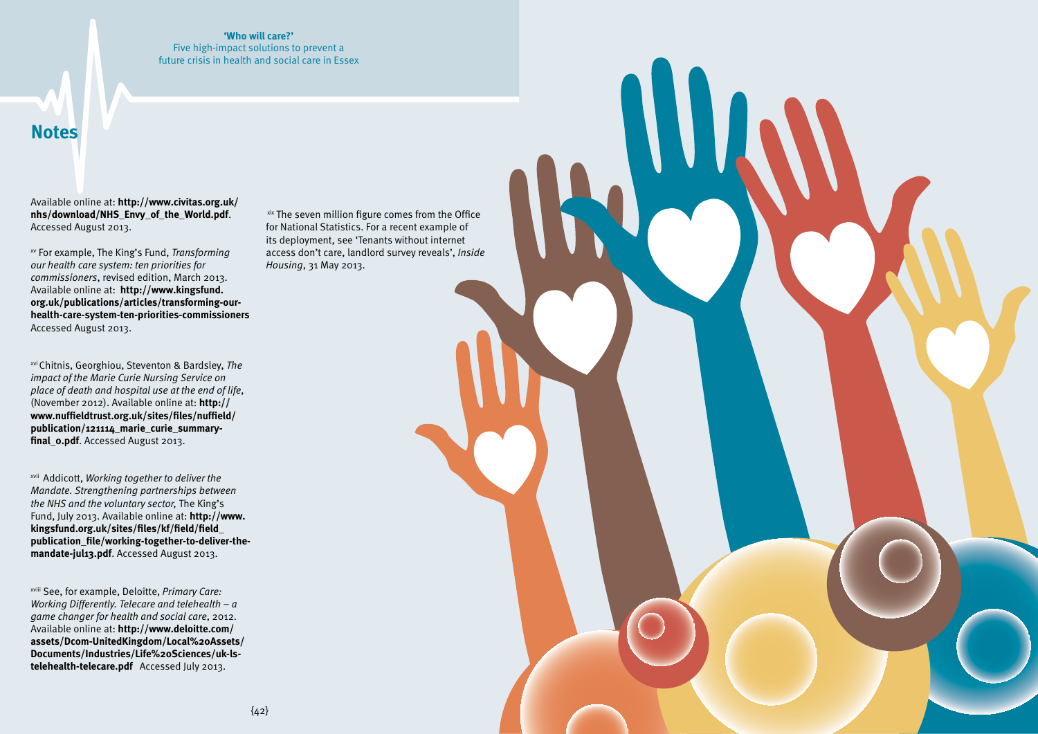## Notes

Available online at: **http://www.civitas.org.uk/nhs/download/NHS_Envy_of_the_World.pdf**. Accessed August 2013.

[xv] For example, The King's Fund, *Transforming our health care system: ten priorities for commissioners*, revised edition, March 2013. Available online at: **http://www.kingsfund.org.uk/publications/articles/transforming-our-health-care-system-ten-priorities-commissioners** Accessed August 2013.

[xvi] Chitnis, Georghiou, Steventon & Bardsley, *The impact of the Marie Curie Nursing Service on place of death and hospital use at the end of life*, (November 2012). Available online at: **http://www.nuffieldtrust.org.uk/sites/files/nuffield/publication/121114_marie_curie_summary-final_0.pdf**. Accessed August 2013.

[xvii] Addicott, *Working together to deliver the Mandate. Strengthening partnerships between the NHS and the voluntary sector,* The King's Fund, July 2013. Available online at: **http://www.kingsfund.org.uk/sites/files/kf/field/field_publication_file/working-together-to-deliver-the-mandate-jul13.pdf**. Accessed August 2013.

[xviii] See, for example, Deloitte, *Primary Care: Working Differently. Telecare and telehealth – a game changer for health and social care*, 2012. Available online at: **http://www.deloitte.com/assets/Dcom-UnitedKingdom/Local%20Assets/Documents/Industries/Life%20Sciences/uk-ls-telehealth-telecare.pdf** Accessed July 2013.

[xix] The seven million figure comes from the Office for National Statistics. For a recent example of its deployment, see 'Tenants without internet access don't care, landlord survey reveals', *Inside Housing*, 31 May 2013.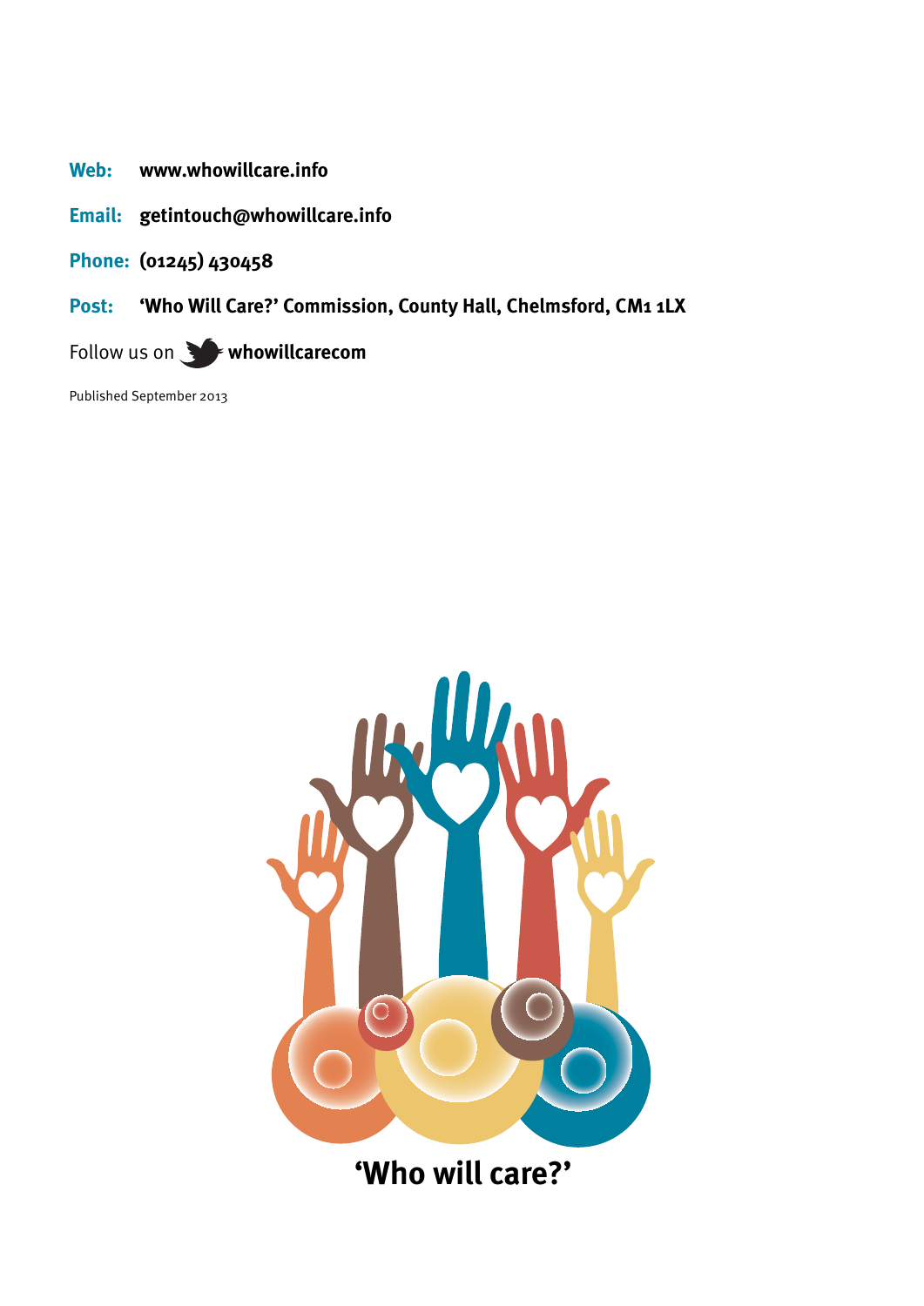**Web:** **www.whowillcare.info**

**Email:** **getintouch@whowillcare.info**

**Phone:** **(01245) 430458**

**Post:** **'Who Will Care?' Commission, County Hall, Chelmsford, CM1 1LX**

Follow us on **whowillcarecom**

Published September 2013

**'Who will care?'**